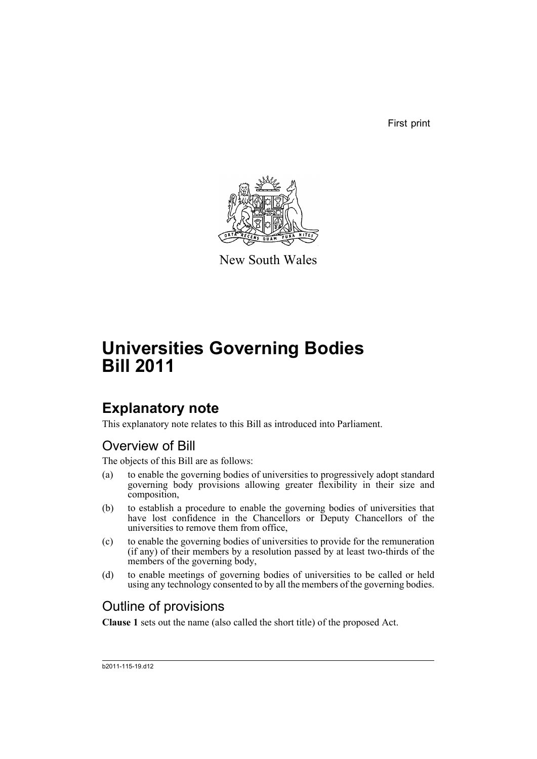First print

New South Wales

# Universities Governing Bodies Bill 2011

## Explanatory note

This explanatory note relates to this Bill as introduced into Parliament.

### Overview of Bill

The objects of this Bill are as follows:

(a) to enable the governing bodies of universities to progressively adopt standard governing body provisions allowing greater flexibility in their size and composition,

(b) to establish a procedure to enable the governing bodies of universities that have lost confidence in the Chancellors or Deputy Chancellors of the universities to remove them from office,

(c) to enable the governing bodies of universities to provide for the remuneration (if any) of their members by a resolution passed by at least two-thirds of the members of the governing body,

(d) to enable meetings of governing bodies of universities to be called or held using any technology consented to by all the members of the governing bodies.

### Outline of provisions

**Clause 1** sets out the name (also called the short title) of the proposed Act.

b2011-115-19.d12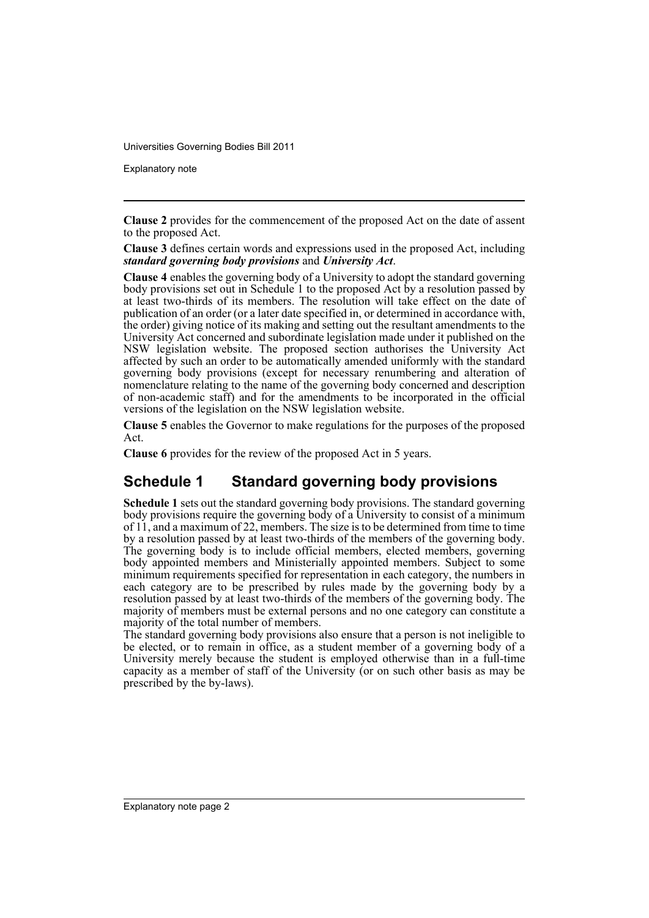**Clause 2** provides for the commencement of the proposed Act on the date of assent to the proposed Act.

**Clause 3** defines certain words and expressions used in the proposed Act, including ***standard governing body provisions*** and ***University Act***.

**Clause 4** enables the governing body of a University to adopt the standard governing body provisions set out in Schedule 1 to the proposed Act by a resolution passed by at least two-thirds of its members. The resolution will take effect on the date of publication of an order (or a later date specified in, or determined in accordance with, the order) giving notice of its making and setting out the resultant amendments to the University Act concerned and subordinate legislation made under it published on the NSW legislation website. The proposed section authorises the University Act affected by such an order to be automatically amended uniformly with the standard governing body provisions (except for necessary renumbering and alteration of nomenclature relating to the name of the governing body concerned and description of non-academic staff) and for the amendments to be incorporated in the official versions of the legislation on the NSW legislation website.

**Clause 5** enables the Governor to make regulations for the purposes of the proposed Act.

**Clause 6** provides for the review of the proposed Act in 5 years.

## Schedule 1 Standard governing body provisions

**Schedule 1** sets out the standard governing body provisions. The standard governing body provisions require the governing body of a University to consist of a minimum of 11, and a maximum of 22, members. The size is to be determined from time to time by a resolution passed by at least two-thirds of the members of the governing body. The governing body is to include official members, elected members, governing body appointed members and Ministerially appointed members. Subject to some minimum requirements specified for representation in each category, the numbers in each category are to be prescribed by rules made by the governing body by a resolution passed by at least two-thirds of the members of the governing body. The majority of members must be external persons and no one category can constitute a majority of the total number of members.

The standard governing body provisions also ensure that a person is not ineligible to be elected, or to remain in office, as a student member of a governing body of a University merely because the student is employed otherwise than in a full-time capacity as a member of staff of the University (or on such other basis as may be prescribed by the by-laws).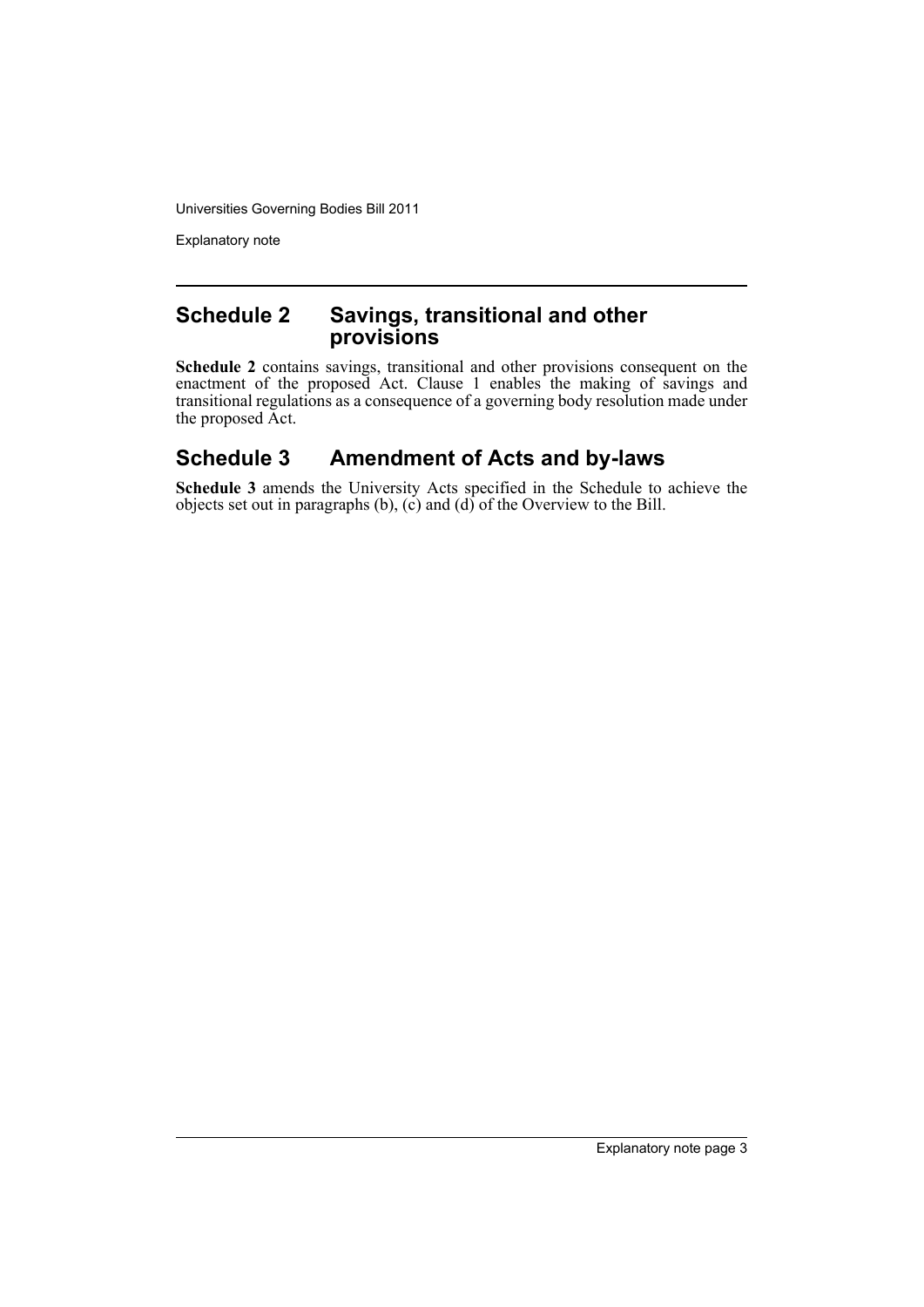## Schedule 2 Savings, transitional and other provisions

**Schedule 2** contains savings, transitional and other provisions consequent on the enactment of the proposed Act. Clause 1 enables the making of savings and transitional regulations as a consequence of a governing body resolution made under the proposed Act.

## Schedule 3 Amendment of Acts and by-laws

**Schedule 3** amends the University Acts specified in the Schedule to achieve the objects set out in paragraphs (b), (c) and (d) of the Overview to the Bill.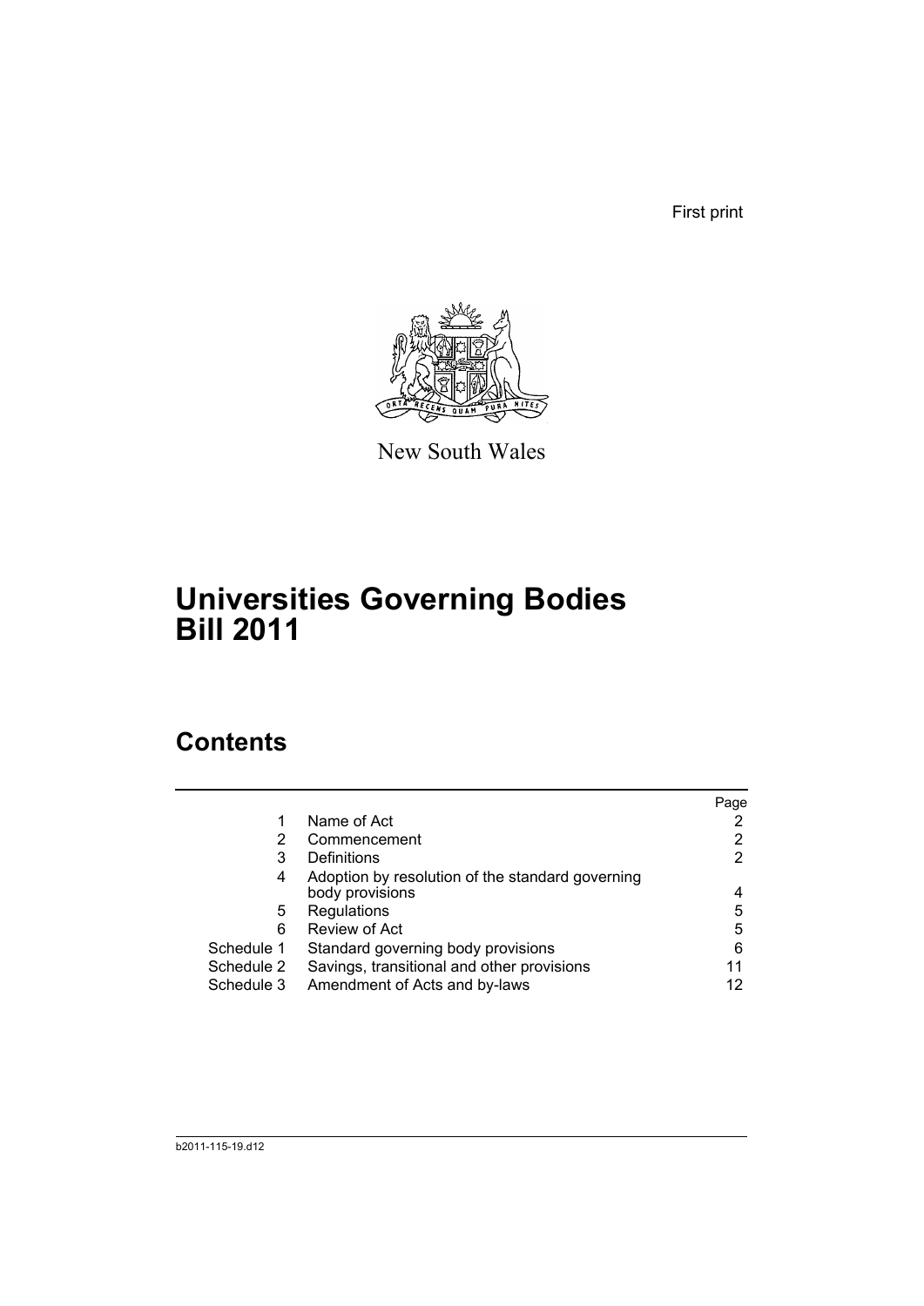First print

New South Wales

# Universities Governing Bodies Bill 2011

## Contents

| | | Page |
|---|---|---|
| 1 | Name of Act | 2 |
| 2 | Commencement | 2 |
| 3 | Definitions | 2 |
| 4 | Adoption by resolution of the standard governing body provisions | 4 |
| 5 | Regulations | 5 |
| 6 | Review of Act | 5 |
| Schedule 1 | Standard governing body provisions | 6 |
| Schedule 2 | Savings, transitional and other provisions | 11 |
| Schedule 3 | Amendment of Acts and by-laws | 12 |

b2011-115-19.d12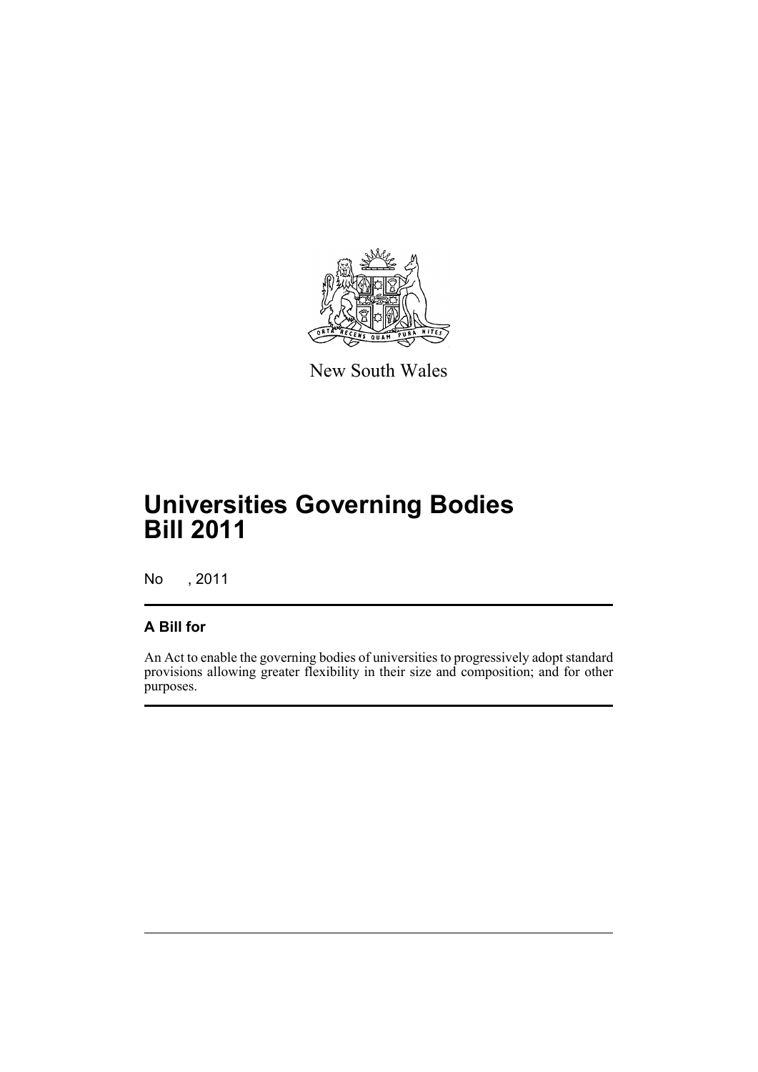New South Wales

# Universities Governing Bodies Bill 2011

No , 2011

## A Bill for

An Act to enable the governing bodies of universities to progressively adopt standard provisions allowing greater flexibility in their size and composition; and for other purposes.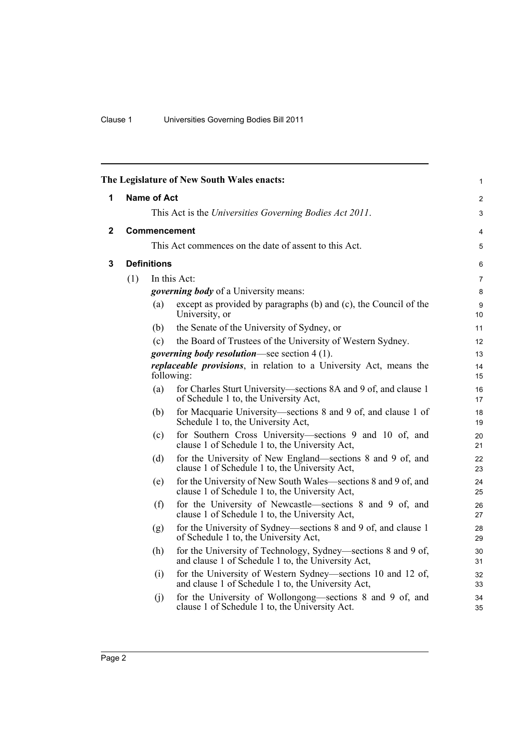**The Legislature of New South Wales enacts:**

## 1 Name of Act

This Act is the *Universities Governing Bodies Act 2011*.

## 2 Commencement

This Act commences on the date of assent to this Act.

## 3 Definitions

(1) In this Act:

***governing body*** of a University means:

- (a) except as provided by paragraphs (b) and (c), the Council of the University, or
- (b) the Senate of the University of Sydney, or
- (c) the Board of Trustees of the University of Western Sydney.

***governing body resolution***—see section 4 (1).

***replaceable provisions***, in relation to a University Act, means the following:

- (a) for Charles Sturt University—sections 8A and 9 of, and clause 1 of Schedule 1 to, the University Act,
- (b) for Macquarie University—sections 8 and 9 of, and clause 1 of Schedule 1 to, the University Act,
- (c) for Southern Cross University—sections 9 and 10 of, and clause 1 of Schedule 1 to, the University Act,
- (d) for the University of New England—sections 8 and 9 of, and clause 1 of Schedule 1 to, the University Act,
- (e) for the University of New South Wales—sections 8 and 9 of, and clause 1 of Schedule 1 to, the University Act,
- (f) for the University of Newcastle—sections 8 and 9 of, and clause 1 of Schedule 1 to, the University Act,
- (g) for the University of Sydney—sections 8 and 9 of, and clause 1 of Schedule 1 to, the University Act,
- (h) for the University of Technology, Sydney—sections 8 and 9 of, and clause 1 of Schedule 1 to, the University Act,
- (i) for the University of Western Sydney—sections 10 and 12 of, and clause 1 of Schedule 1 to, the University Act,
- (j) for the University of Wollongong—sections 8 and 9 of, and clause 1 of Schedule 1 to, the University Act.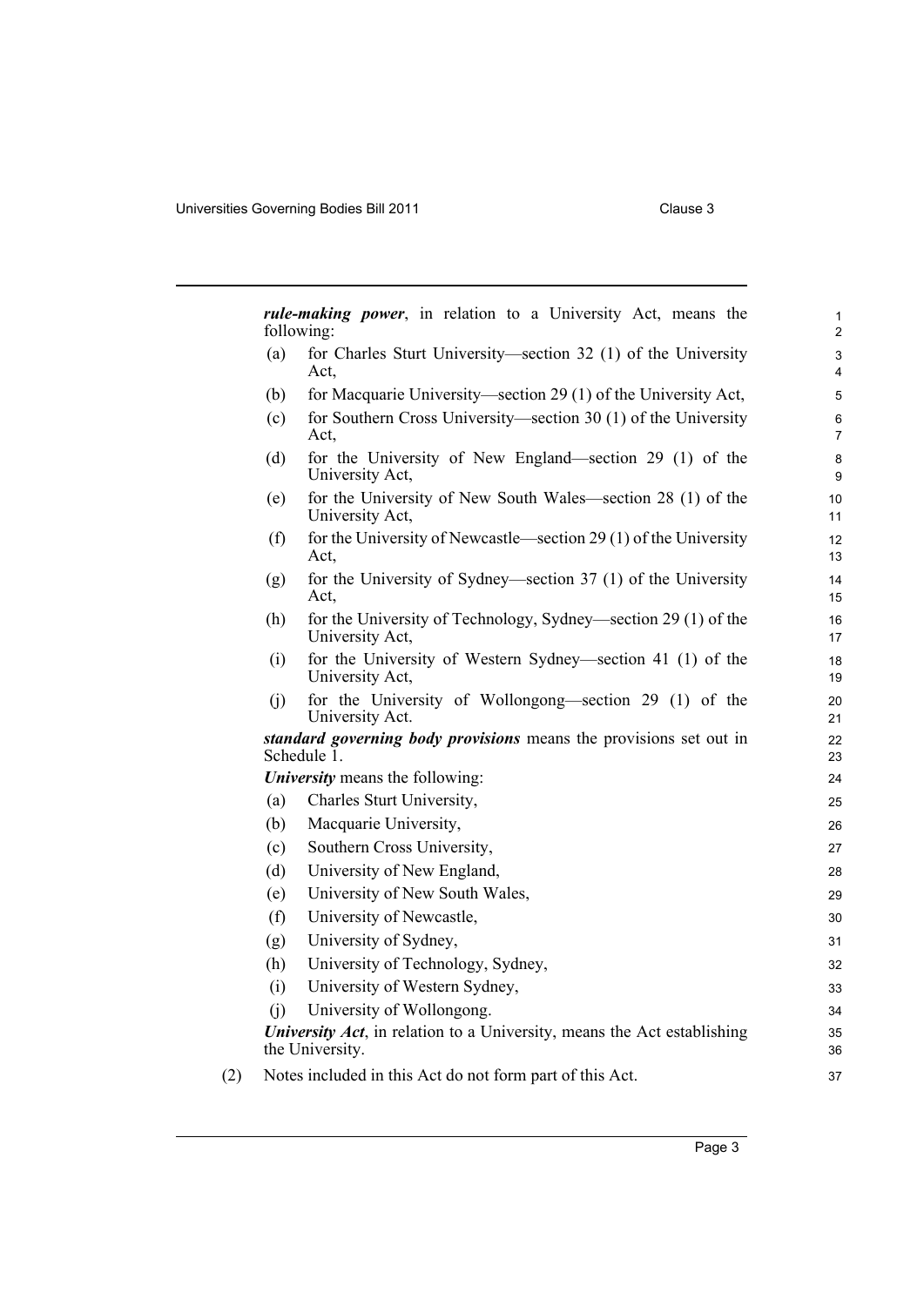***rule-making power***, in relation to a University Act, means the following:

(a) for Charles Sturt University—section 32 (1) of the University Act,

(b) for Macquarie University—section 29 (1) of the University Act,

(c) for Southern Cross University—section 30 (1) of the University Act,

(d) for the University of New England—section 29 (1) of the University Act,

(e) for the University of New South Wales—section 28 (1) of the University Act,

(f) for the University of Newcastle—section 29 (1) of the University Act,

(g) for the University of Sydney—section 37 (1) of the University Act,

(h) for the University of Technology, Sydney—section 29 (1) of the University Act,

(i) for the University of Western Sydney—section 41 (1) of the University Act,

(j) for the University of Wollongong—section 29 (1) of the University Act.

***standard governing body provisions*** means the provisions set out in Schedule 1.

***University*** means the following:

(a) Charles Sturt University,

(b) Macquarie University,

(c) Southern Cross University,

(d) University of New England,

(e) University of New South Wales,

(f) University of Newcastle,

(g) University of Sydney,

(h) University of Technology, Sydney,

(i) University of Western Sydney,

(j) University of Wollongong.

***University Act***, in relation to a University, means the Act establishing the University.

(2) Notes included in this Act do not form part of this Act.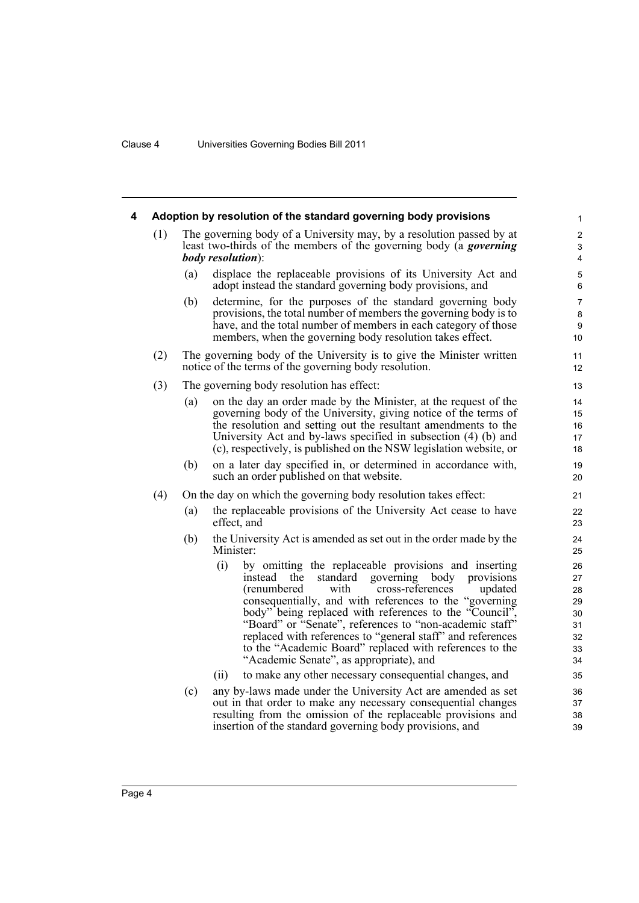## 4 Adoption by resolution of the standard governing body provisions

(1) The governing body of a University may, by a resolution passed by at least two-thirds of the members of the governing body (a ***governing body resolution***):

(a) displace the replaceable provisions of its University Act and adopt instead the standard governing body provisions, and

(b) determine, for the purposes of the standard governing body provisions, the total number of members the governing body is to have, and the total number of members in each category of those members, when the governing body resolution takes effect.

(2) The governing body of the University is to give the Minister written notice of the terms of the governing body resolution.

(3) The governing body resolution has effect:

(a) on the day an order made by the Minister, at the request of the governing body of the University, giving notice of the terms of the resolution and setting out the resultant amendments to the University Act and by-laws specified in subsection (4) (b) and (c), respectively, is published on the NSW legislation website, or

(b) on a later day specified in, or determined in accordance with, such an order published on that website.

(4) On the day on which the governing body resolution takes effect:

(a) the replaceable provisions of the University Act cease to have effect, and

(b) the University Act is amended as set out in the order made by the Minister:

(i) by omitting the replaceable provisions and inserting instead the standard governing body provisions (renumbered with cross-references updated consequentially, and with references to the "governing body" being replaced with references to the "Council", "Board" or "Senate", references to "non-academic staff" replaced with references to "general staff" and references to the "Academic Board" replaced with references to the "Academic Senate", as appropriate), and

(ii) to make any other necessary consequential changes, and

(c) any by-laws made under the University Act are amended as set out in that order to make any necessary consequential changes resulting from the omission of the replaceable provisions and insertion of the standard governing body provisions, and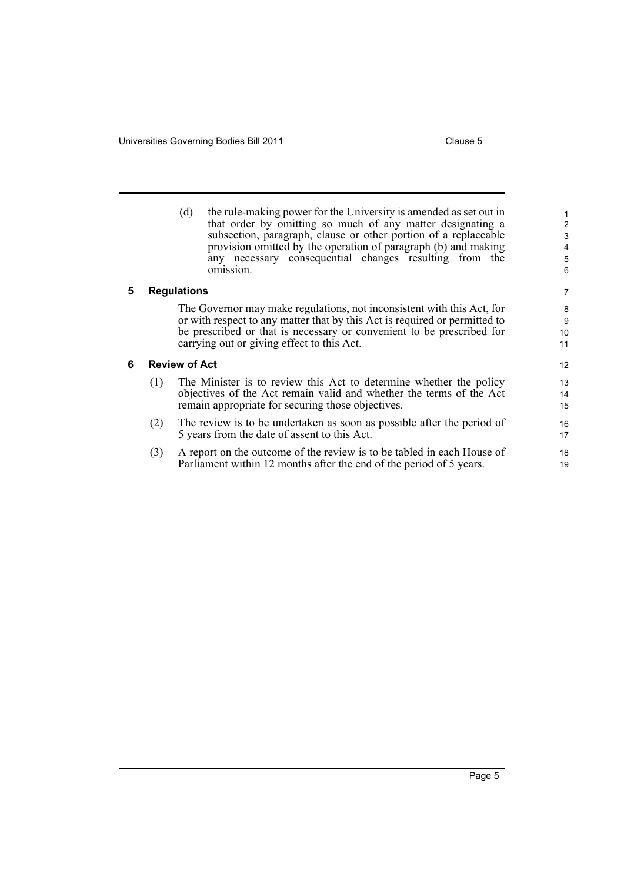(d) the rule-making power for the University is amended as set out in that order by omitting so much of any matter designating a subsection, paragraph, clause or other portion of a replaceable provision omitted by the operation of paragraph (b) and making any necessary consequential changes resulting from the omission.

## 5 Regulations

The Governor may make regulations, not inconsistent with this Act, for or with respect to any matter that by this Act is required or permitted to be prescribed or that is necessary or convenient to be prescribed for carrying out or giving effect to this Act.

## 6 Review of Act

(1) The Minister is to review this Act to determine whether the policy objectives of the Act remain valid and whether the terms of the Act remain appropriate for securing those objectives.

(2) The review is to be undertaken as soon as possible after the period of 5 years from the date of assent to this Act.

(3) A report on the outcome of the review is to be tabled in each House of Parliament within 12 months after the end of the period of 5 years.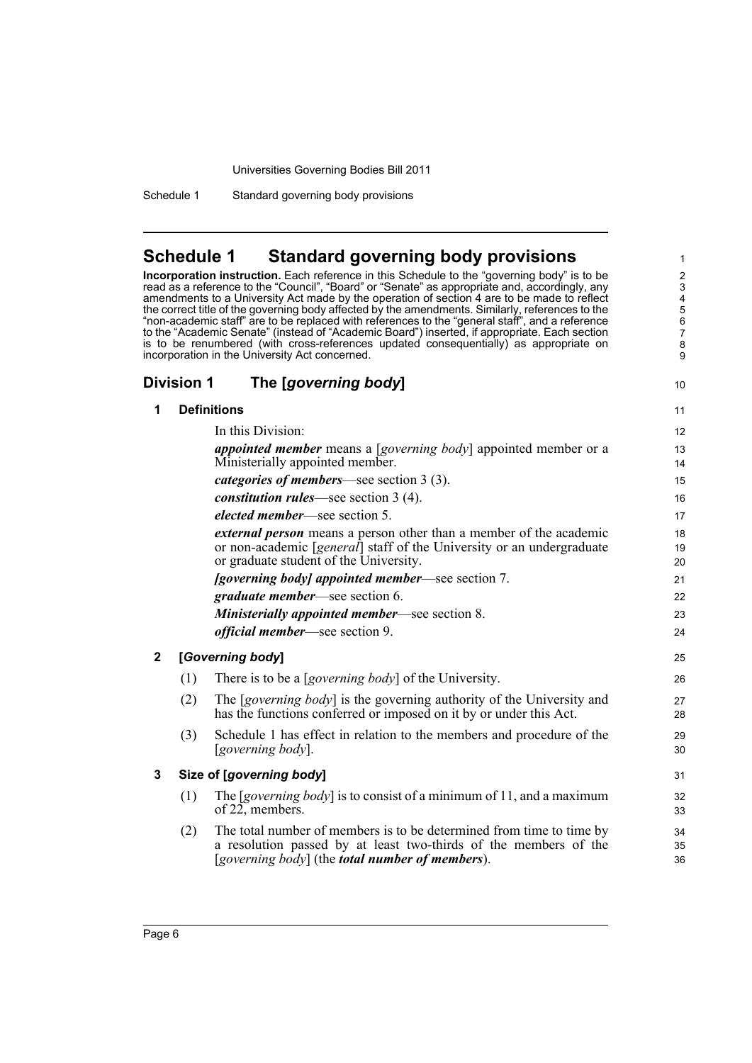# Schedule 1 Standard governing body provisions

**Incorporation instruction.** Each reference in this Schedule to the "governing body" is to be read as a reference to the "Council", "Board" or "Senate" as appropriate and, accordingly, any amendments to a University Act made by the operation of section 4 are to be made to reflect the correct title of the governing body affected by the amendments. Similarly, references to the "non-academic staff" are to be replaced with references to the "general staff", and a reference to the "Academic Senate" (instead of "Academic Board") inserted, if appropriate. Each section is to be renumbered (with cross-references updated consequentially) as appropriate on incorporation in the University Act concerned.

## Division 1 The [*governing body*]

### 1 Definitions

In this Division:

***appointed member*** means a [*governing body*] appointed member or a Ministerially appointed member.

***categories of members***—see section 3 (3).

***constitution rules***—see section 3 (4).

***elected member***—see section 5.

***external person*** means a person other than a member of the academic or non-academic [*general*] staff of the University or an undergraduate or graduate student of the University.

***[governing body] appointed member***—see section 7.

***graduate member***—see section 6.

***Ministerially appointed member***—see section 8.

***official member***—see section 9.

### 2 [*Governing body*]

(1) There is to be a [*governing body*] of the University.

(2) The [*governing body*] is the governing authority of the University and has the functions conferred or imposed on it by or under this Act.

(3) Schedule 1 has effect in relation to the members and procedure of the [*governing body*].

### 3 Size of [*governing body*]

(1) The [*governing body*] is to consist of a minimum of 11, and a maximum of 22, members.

(2) The total number of members is to be determined from time to time by a resolution passed by at least two-thirds of the members of the [*governing body*] (the ***total number of members***).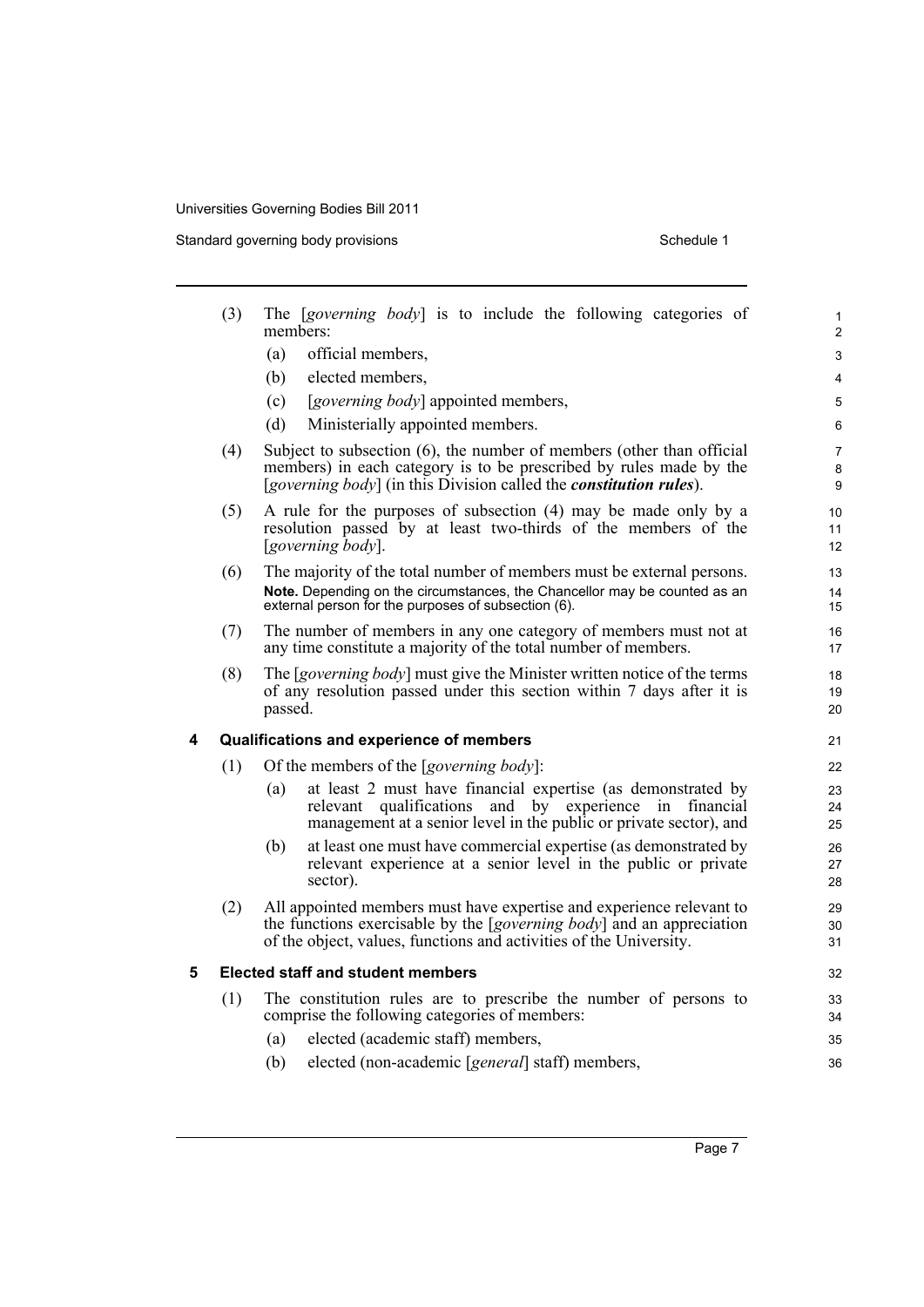(3) The [*governing body*] is to include the following categories of members:

(a) official members,

(b) elected members,

(c) [*governing body*] appointed members,

(d) Ministerially appointed members.

(4) Subject to subsection (6), the number of members (other than official members) in each category is to be prescribed by rules made by the [*governing body*] (in this Division called the ***constitution rules***).

(5) A rule for the purposes of subsection (4) may be made only by a resolution passed by at least two-thirds of the members of the [*governing body*].

(6) The majority of the total number of members must be external persons.

**Note.** Depending on the circumstances, the Chancellor may be counted as an external person for the purposes of subsection (6).

(7) The number of members in any one category of members must not at any time constitute a majority of the total number of members.

(8) The [*governing body*] must give the Minister written notice of the terms of any resolution passed under this section within 7 days after it is passed.

### 4 Qualifications and experience of members

(1) Of the members of the [*governing body*]:

(a) at least 2 must have financial expertise (as demonstrated by relevant qualifications and by experience in financial management at a senior level in the public or private sector), and

(b) at least one must have commercial expertise (as demonstrated by relevant experience at a senior level in the public or private sector).

(2) All appointed members must have expertise and experience relevant to the functions exercisable by the [*governing body*] and an appreciation of the object, values, functions and activities of the University.

### 5 Elected staff and student members

(1) The constitution rules are to prescribe the number of persons to comprise the following categories of members:

(a) elected (academic staff) members,

(b) elected (non-academic [*general*] staff) members,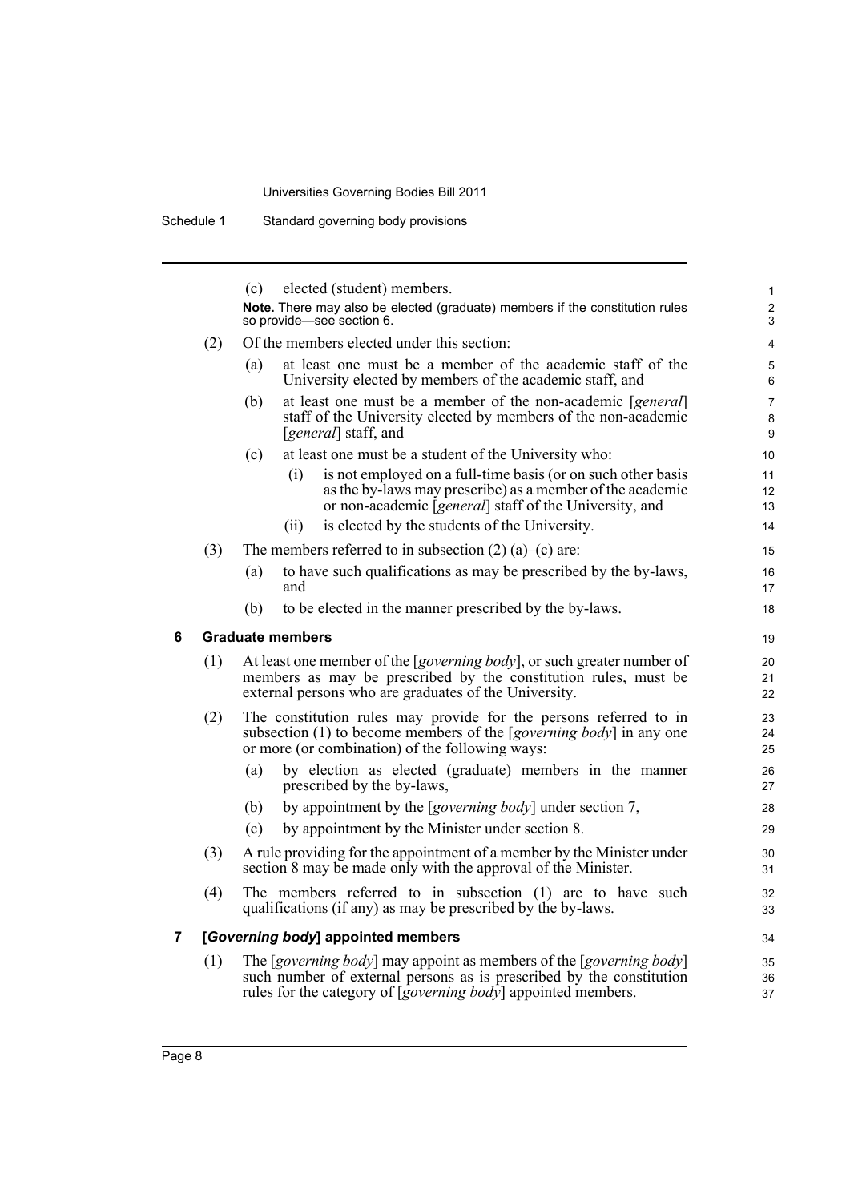(c) elected (student) members.

**Note.** There may also be elected (graduate) members if the constitution rules so provide—see section 6.

(2) Of the members elected under this section:

(a) at least one must be a member of the academic staff of the University elected by members of the academic staff, and

(b) at least one must be a member of the non-academic [*general*] staff of the University elected by members of the non-academic [*general*] staff, and

(c) at least one must be a student of the University who:

(i) is not employed on a full-time basis (or on such other basis as the by-laws may prescribe) as a member of the academic or non-academic [*general*] staff of the University, and

(ii) is elected by the students of the University.

(3) The members referred to in subsection (2) (a)–(c) are:

(a) to have such qualifications as may be prescribed by the by-laws, and

(b) to be elected in the manner prescribed by the by-laws.

### 6 Graduate members

(1) At least one member of the [*governing body*], or such greater number of members as may be prescribed by the constitution rules, must be external persons who are graduates of the University.

(2) The constitution rules may provide for the persons referred to in subsection (1) to become members of the [*governing body*] in any one or more (or combination) of the following ways:

(a) by election as elected (graduate) members in the manner prescribed by the by-laws,

(b) by appointment by the [*governing body*] under section 7,

(c) by appointment by the Minister under section 8.

(3) A rule providing for the appointment of a member by the Minister under section 8 may be made only with the approval of the Minister.

(4) The members referred to in subsection (1) are to have such qualifications (if any) as may be prescribed by the by-laws.

### 7 [*Governing body*] appointed members

(1) The [*governing body*] may appoint as members of the [*governing body*] such number of external persons as is prescribed by the constitution rules for the category of [*governing body*] appointed members.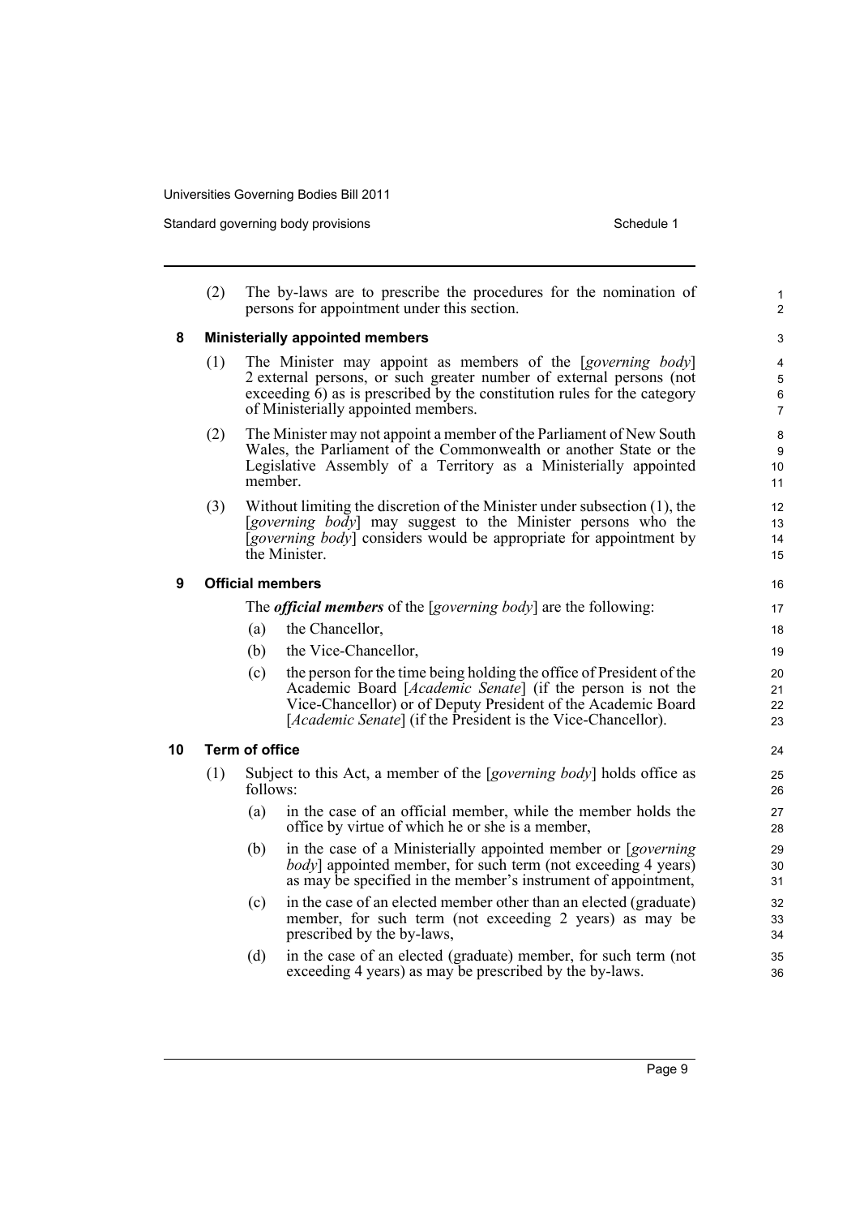(2) The by-laws are to prescribe the procedures for the nomination of persons for appointment under this section.

## 8 Ministerially appointed members

(1) The Minister may appoint as members of the [*governing body*] 2 external persons, or such greater number of external persons (not exceeding 6) as is prescribed by the constitution rules for the category of Ministerially appointed members.

(2) The Minister may not appoint a member of the Parliament of New South Wales, the Parliament of the Commonwealth or another State or the Legislative Assembly of a Territory as a Ministerially appointed member.

(3) Without limiting the discretion of the Minister under subsection (1), the [*governing body*] may suggest to the Minister persons who the [*governing body*] considers would be appropriate for appointment by the Minister.

## 9 Official members

The ***official members*** of the [*governing body*] are the following:

(a) the Chancellor,

(b) the Vice-Chancellor,

(c) the person for the time being holding the office of President of the Academic Board [*Academic Senate*] (if the person is not the Vice-Chancellor) or of Deputy President of the Academic Board [*Academic Senate*] (if the President is the Vice-Chancellor).

## 10 Term of office

(1) Subject to this Act, a member of the [*governing body*] holds office as follows:

(a) in the case of an official member, while the member holds the office by virtue of which he or she is a member,

(b) in the case of a Ministerially appointed member or [*governing body*] appointed member, for such term (not exceeding 4 years) as may be specified in the member's instrument of appointment,

(c) in the case of an elected member other than an elected (graduate) member, for such term (not exceeding 2 years) as may be prescribed by the by-laws,

(d) in the case of an elected (graduate) member, for such term (not exceeding 4 years) as may be prescribed by the by-laws.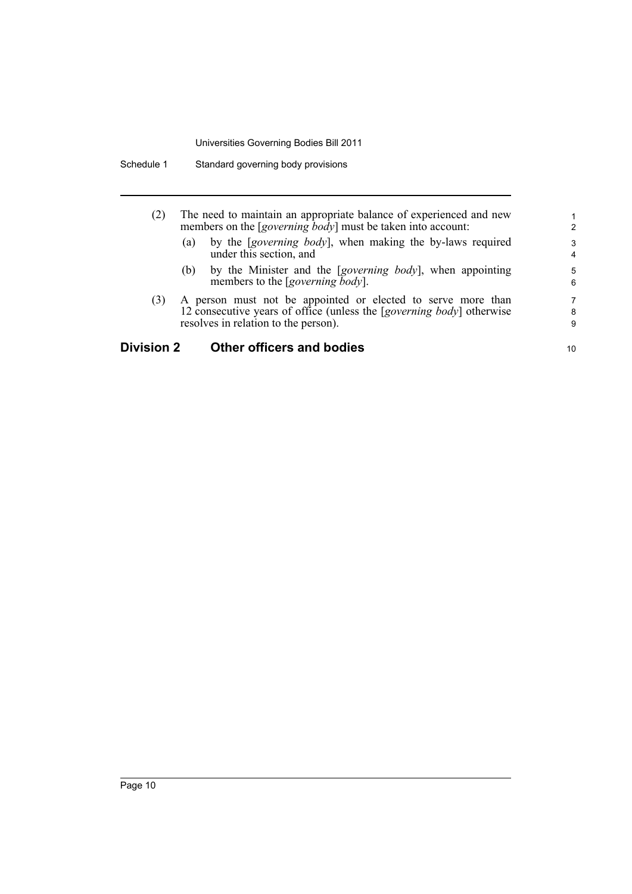(2) The need to maintain an appropriate balance of experienced and new members on the [*governing body*] must be taken into account:

   (a) by the [*governing body*], when making the by-laws required under this section, and

   (b) by the Minister and the [*governing body*], when appointing members to the [*governing body*].

(3) A person must not be appointed or elected to serve more than 12 consecutive years of office (unless the [*governing body*] otherwise resolves in relation to the person).

## Division 2 Other officers and bodies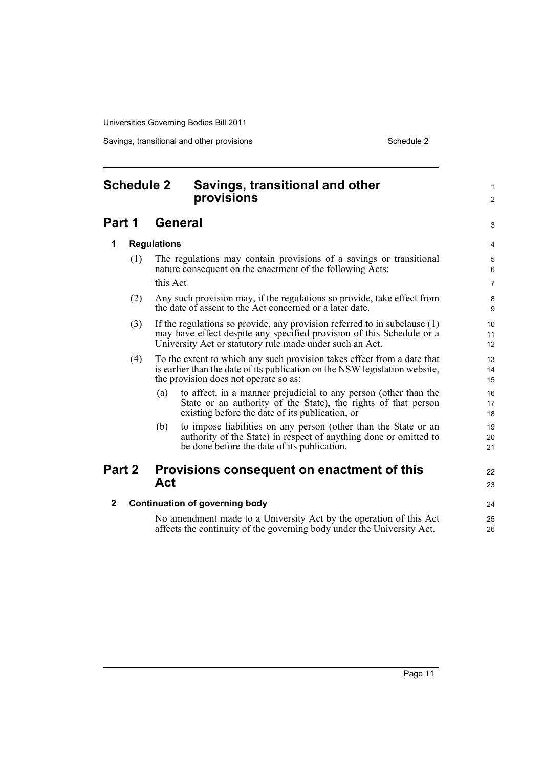# Schedule 2 Savings, transitional and other provisions

## Part 1 General

### 1 Regulations

(1) The regulations may contain provisions of a savings or transitional nature consequent on the enactment of the following Acts:

this Act

(2) Any such provision may, if the regulations so provide, take effect from the date of assent to the Act concerned or a later date.

(3) If the regulations so provide, any provision referred to in subclause (1) may have effect despite any specified provision of this Schedule or a University Act or statutory rule made under such an Act.

(4) To the extent to which any such provision takes effect from a date that is earlier than the date of its publication on the NSW legislation website, the provision does not operate so as:

(a) to affect, in a manner prejudicial to any person (other than the State or an authority of the State), the rights of that person existing before the date of its publication, or

(b) to impose liabilities on any person (other than the State or an authority of the State) in respect of anything done or omitted to be done before the date of its publication.

## Part 2 Provisions consequent on enactment of this Act

### 2 Continuation of governing body

No amendment made to a University Act by the operation of this Act affects the continuity of the governing body under the University Act.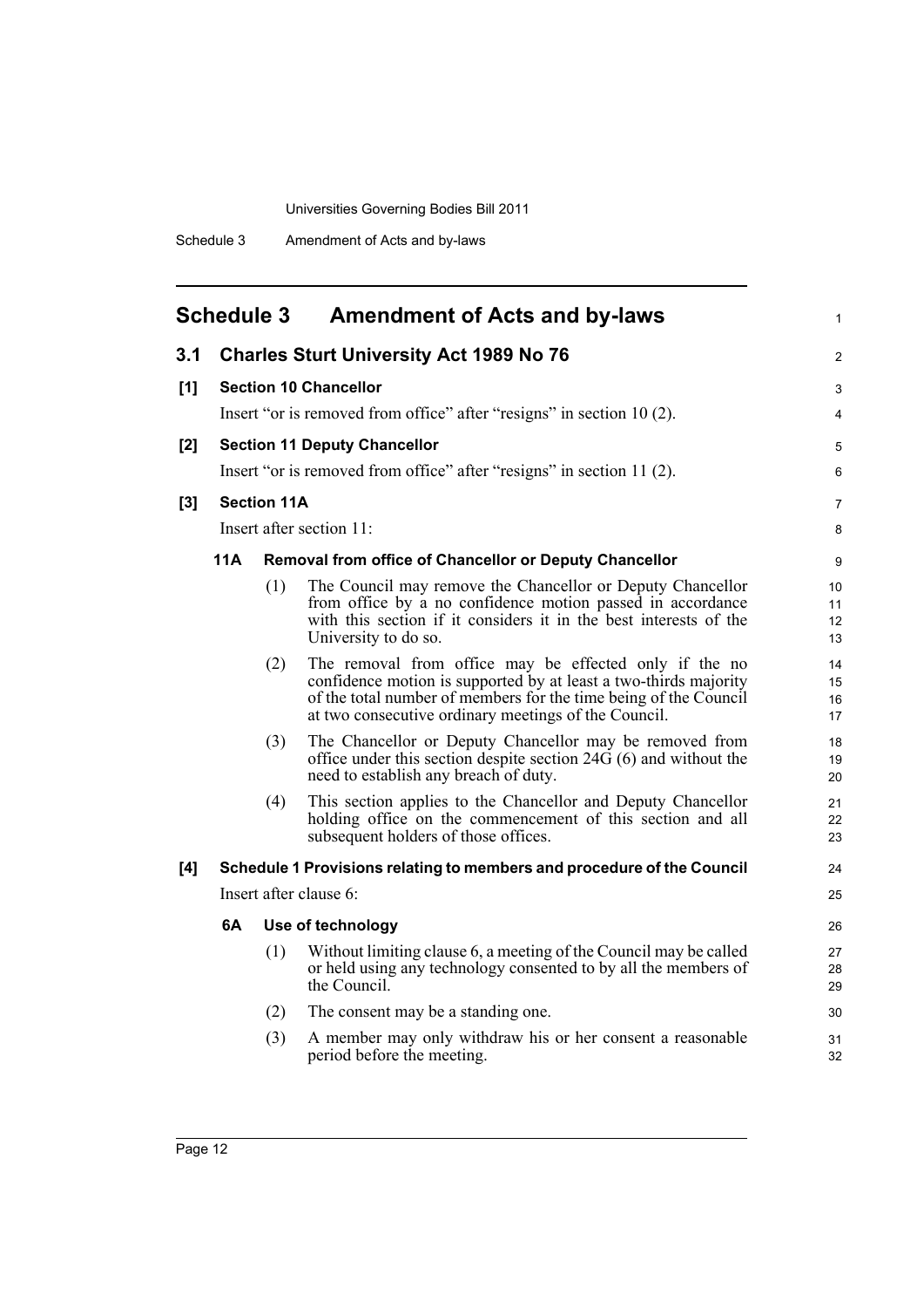# Schedule 3 Amendment of Acts and by-laws

## 3.1 Charles Sturt University Act 1989 No 76

### [1] Section 10 Chancellor

Insert "or is removed from office" after "resigns" in section 10 (2).

### [2] Section 11 Deputy Chancellor

Insert "or is removed from office" after "resigns" in section 11 (2).

### [3] Section 11A

Insert after section 11:

**11A Removal from office of Chancellor or Deputy Chancellor**

(1) The Council may remove the Chancellor or Deputy Chancellor from office by a no confidence motion passed in accordance with this section if it considers it in the best interests of the University to do so.

(2) The removal from office may be effected only if the no confidence motion is supported by at least a two-thirds majority of the total number of members for the time being of the Council at two consecutive ordinary meetings of the Council.

(3) The Chancellor or Deputy Chancellor may be removed from office under this section despite section 24G (6) and without the need to establish any breach of duty.

(4) This section applies to the Chancellor and Deputy Chancellor holding office on the commencement of this section and all subsequent holders of those offices.

### [4] Schedule 1 Provisions relating to members and procedure of the Council

Insert after clause 6:

**6A Use of technology**

(1) Without limiting clause 6, a meeting of the Council may be called or held using any technology consented to by all the members of the Council.

(2) The consent may be a standing one.

(3) A member may only withdraw his or her consent a reasonable period before the meeting.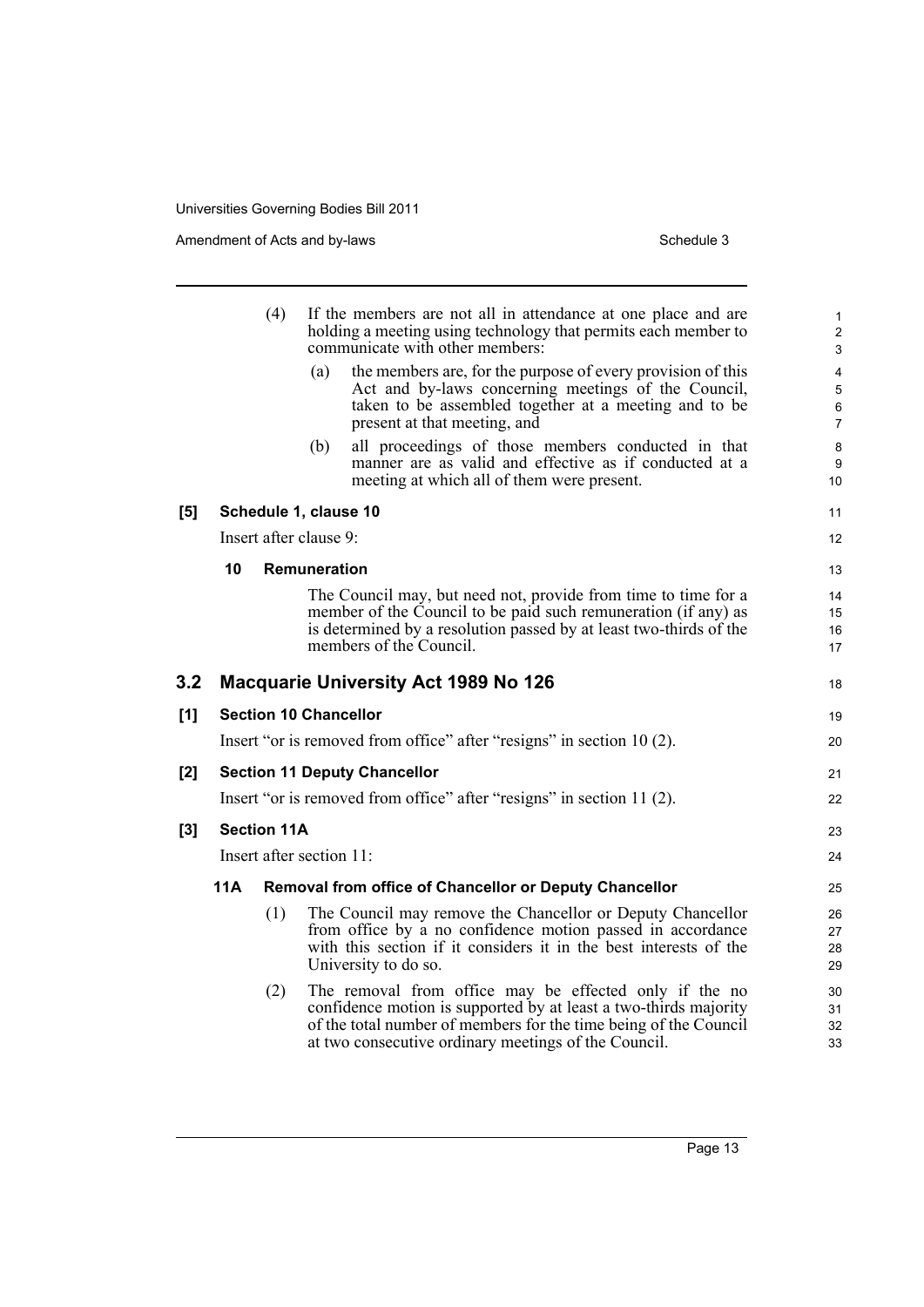(4) If the members are not all in attendance at one place and are holding a meeting using technology that permits each member to communicate with other members:

(a) the members are, for the purpose of every provision of this Act and by-laws concerning meetings of the Council, taken to be assembled together at a meeting and to be present at that meeting, and

(b) all proceedings of those members conducted in that manner are as valid and effective as if conducted at a meeting at which all of them were present.

**[5] Schedule 1, clause 10**

Insert after clause 9:

**10 Remuneration**

The Council may, but need not, provide from time to time for a member of the Council to be paid such remuneration (if any) as is determined by a resolution passed by at least two-thirds of the members of the Council.

## 3.2 Macquarie University Act 1989 No 126

**[1] Section 10 Chancellor**

Insert "or is removed from office" after "resigns" in section 10 (2).

**[2] Section 11 Deputy Chancellor**

Insert "or is removed from office" after "resigns" in section 11 (2).

**[3] Section 11A**

Insert after section 11:

**11A Removal from office of Chancellor or Deputy Chancellor**

(1) The Council may remove the Chancellor or Deputy Chancellor from office by a no confidence motion passed in accordance with this section if it considers it in the best interests of the University to do so.

(2) The removal from office may be effected only if the no confidence motion is supported by at least a two-thirds majority of the total number of members for the time being of the Council at two consecutive ordinary meetings of the Council.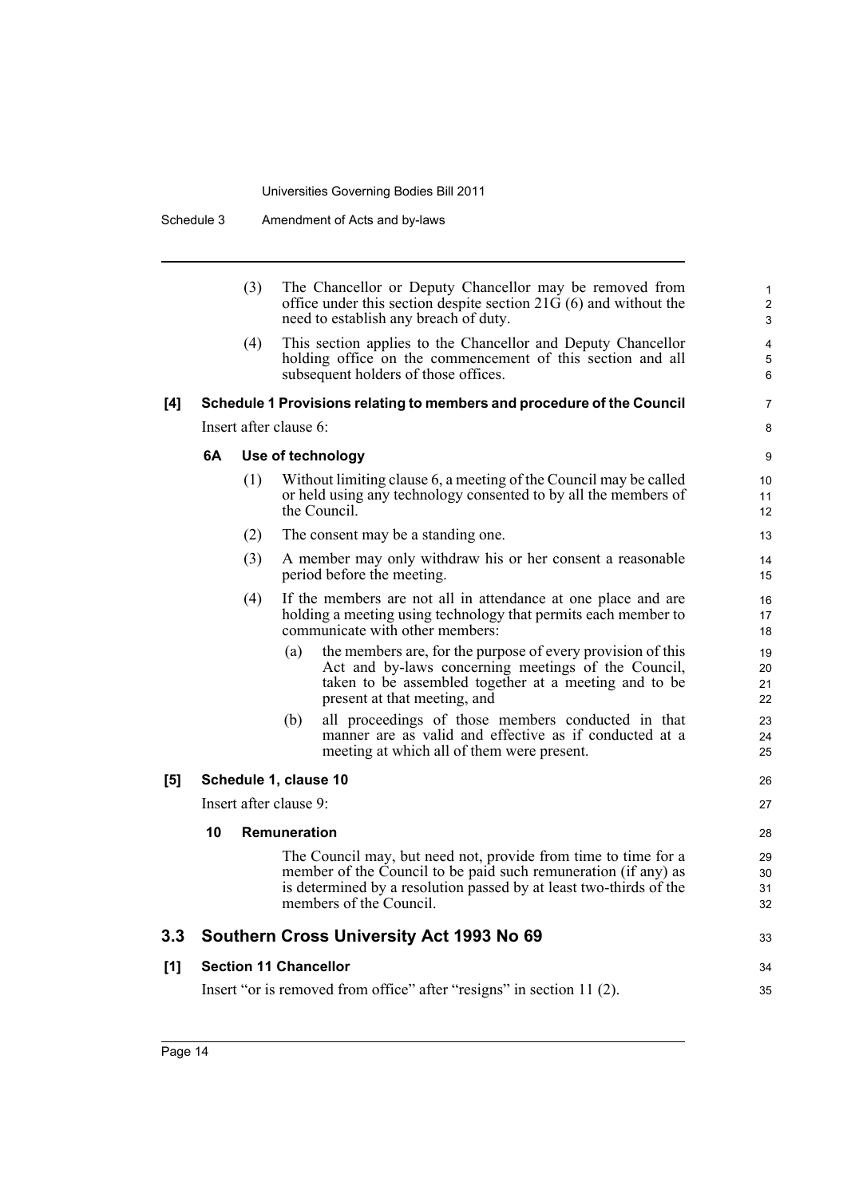(3) The Chancellor or Deputy Chancellor may be removed from office under this section despite section 21G (6) and without the need to establish any breach of duty.

(4) This section applies to the Chancellor and Deputy Chancellor holding office on the commencement of this section and all subsequent holders of those offices.

**[4] Schedule 1 Provisions relating to members and procedure of the Council**

Insert after clause 6:

**6A Use of technology**

(1) Without limiting clause 6, a meeting of the Council may be called or held using any technology consented to by all the members of the Council.

(2) The consent may be a standing one.

(3) A member may only withdraw his or her consent a reasonable period before the meeting.

(4) If the members are not all in attendance at one place and are holding a meeting using technology that permits each member to communicate with other members:

- (a) the members are, for the purpose of every provision of this Act and by-laws concerning meetings of the Council, taken to be assembled together at a meeting and to be present at that meeting, and
- (b) all proceedings of those members conducted in that manner are as valid and effective as if conducted at a meeting at which all of them were present.

**[5] Schedule 1, clause 10**

Insert after clause 9:

**10 Remuneration**

The Council may, but need not, provide from time to time for a member of the Council to be paid such remuneration (if any) as is determined by a resolution passed by at least two-thirds of the members of the Council.

## 3.3 Southern Cross University Act 1993 No 69

**[1] Section 11 Chancellor**

Insert "or is removed from office" after "resigns" in section 11 (2).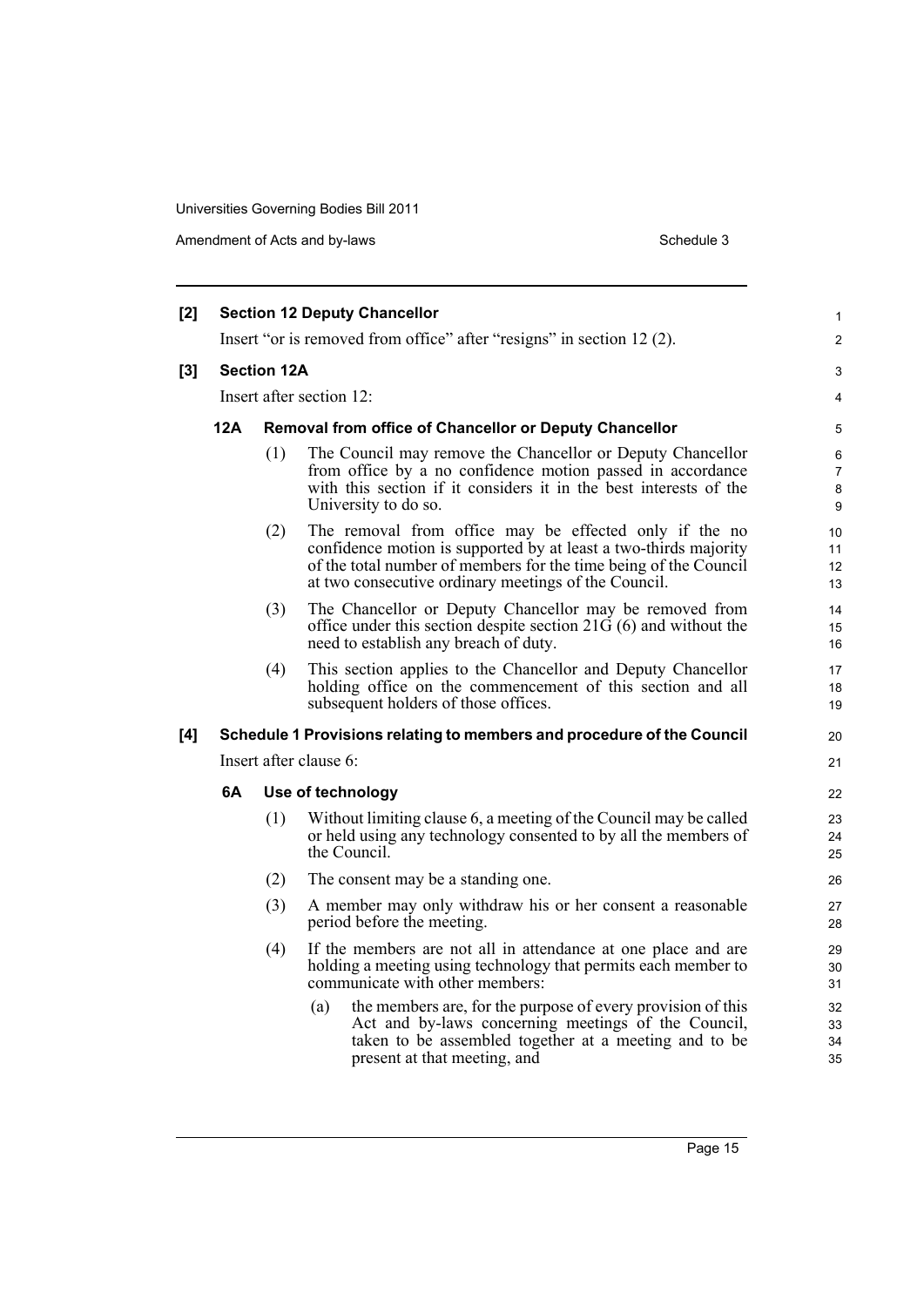**[2] Section 12 Deputy Chancellor**

Insert "or is removed from office" after "resigns" in section 12 (2).

**[3] Section 12A**

Insert after section 12:

**12A Removal from office of Chancellor or Deputy Chancellor**

(1) The Council may remove the Chancellor or Deputy Chancellor from office by a no confidence motion passed in accordance with this section if it considers it in the best interests of the University to do so.

(2) The removal from office may be effected only if the no confidence motion is supported by at least a two-thirds majority of the total number of members for the time being of the Council at two consecutive ordinary meetings of the Council.

(3) The Chancellor or Deputy Chancellor may be removed from office under this section despite section 21G (6) and without the need to establish any breach of duty.

(4) This section applies to the Chancellor and Deputy Chancellor holding office on the commencement of this section and all subsequent holders of those offices.

**[4] Schedule 1 Provisions relating to members and procedure of the Council**

Insert after clause 6:

**6A Use of technology**

(1) Without limiting clause 6, a meeting of the Council may be called or held using any technology consented to by all the members of the Council.

(2) The consent may be a standing one.

(3) A member may only withdraw his or her consent a reasonable period before the meeting.

(4) If the members are not all in attendance at one place and are holding a meeting using technology that permits each member to communicate with other members:

(a) the members are, for the purpose of every provision of this Act and by-laws concerning meetings of the Council, taken to be assembled together at a meeting and to be present at that meeting, and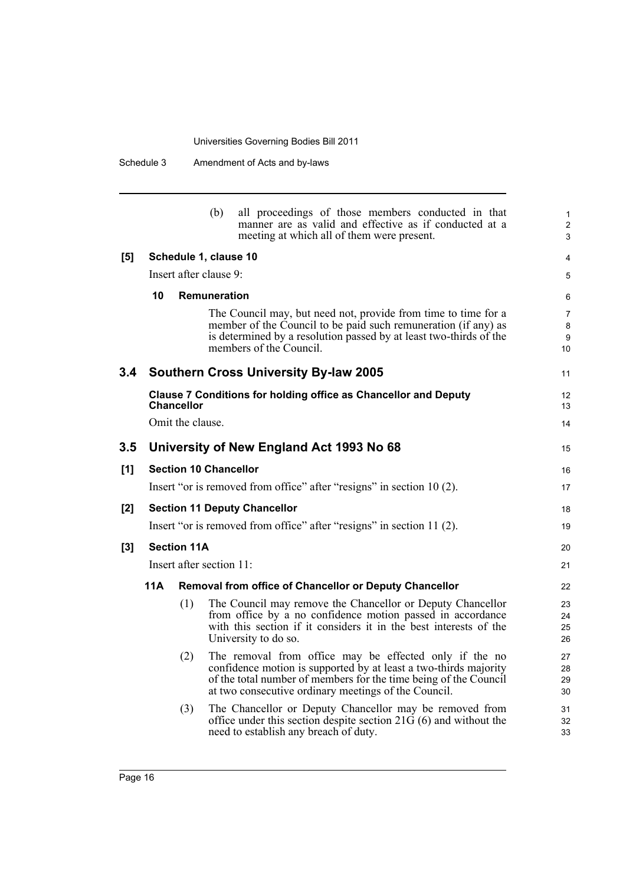(b) all proceedings of those members conducted in that manner are as valid and effective as if conducted at a meeting at which all of them were present.

**[5] Schedule 1, clause 10**

Insert after clause 9:

**10 Remuneration**

The Council may, but need not, provide from time to time for a member of the Council to be paid such remuneration (if any) as is determined by a resolution passed by at least two-thirds of the members of the Council.

## 3.4 Southern Cross University By-law 2005

**Clause 7 Conditions for holding office as Chancellor and Deputy Chancellor**

Omit the clause.

## 3.5 University of New England Act 1993 No 68

**[1] Section 10 Chancellor**

Insert "or is removed from office" after "resigns" in section 10 (2).

**[2] Section 11 Deputy Chancellor**

Insert "or is removed from office" after "resigns" in section 11 (2).

**[3] Section 11A**

Insert after section 11:

**11A Removal from office of Chancellor or Deputy Chancellor**

(1) The Council may remove the Chancellor or Deputy Chancellor from office by a no confidence motion passed in accordance with this section if it considers it in the best interests of the University to do so.

(2) The removal from office may be effected only if the no confidence motion is supported by at least a two-thirds majority of the total number of members for the time being of the Council at two consecutive ordinary meetings of the Council.

(3) The Chancellor or Deputy Chancellor may be removed from office under this section despite section 21G (6) and without the need to establish any breach of duty.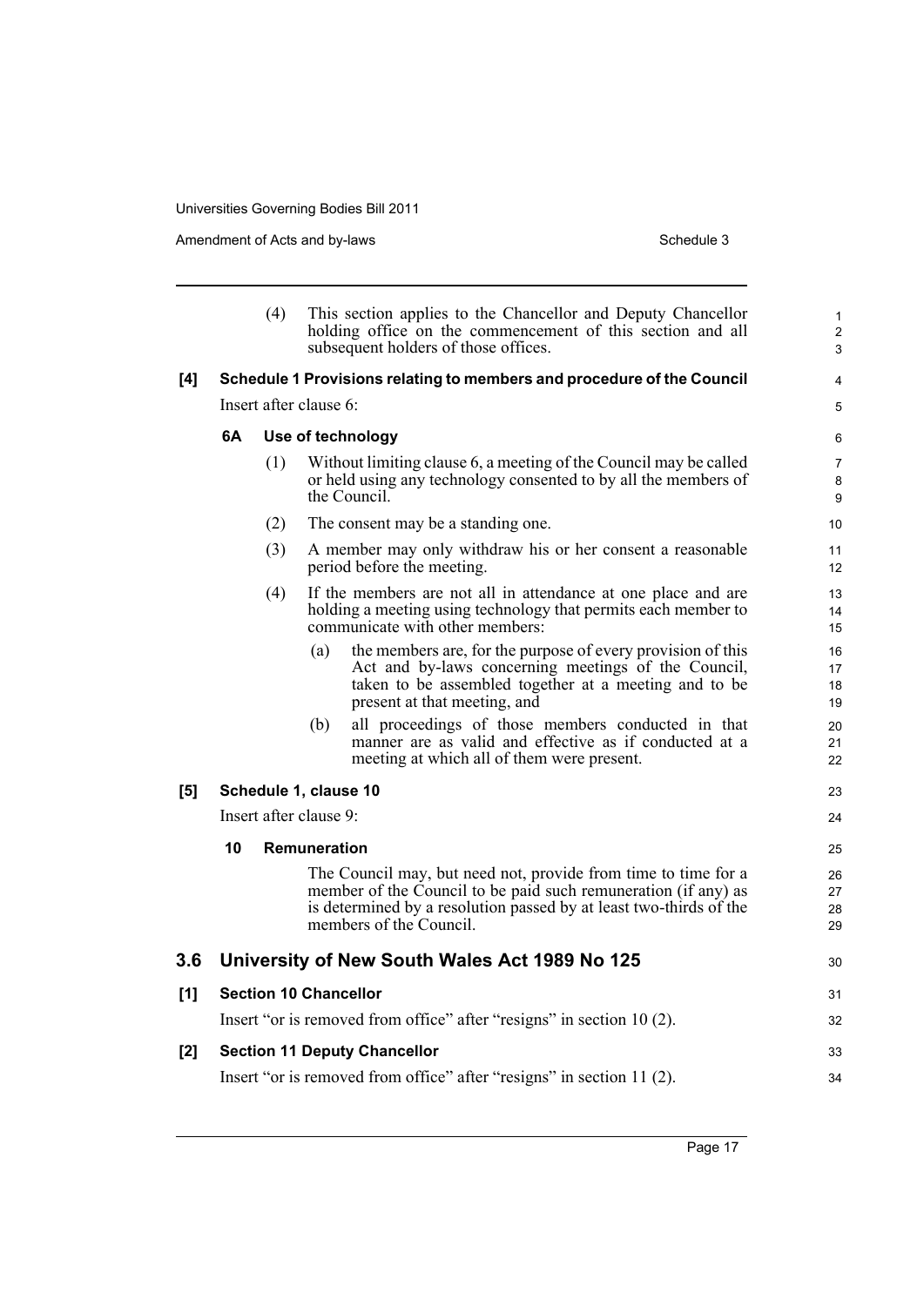(4) This section applies to the Chancellor and Deputy Chancellor holding office on the commencement of this section and all subsequent holders of those offices.

**[4] Schedule 1 Provisions relating to members and procedure of the Council**

Insert after clause 6:

**6A Use of technology**

(1) Without limiting clause 6, a meeting of the Council may be called or held using any technology consented to by all the members of the Council.

(2) The consent may be a standing one.

(3) A member may only withdraw his or her consent a reasonable period before the meeting.

(4) If the members are not all in attendance at one place and are holding a meeting using technology that permits each member to communicate with other members:

(a) the members are, for the purpose of every provision of this Act and by-laws concerning meetings of the Council, taken to be assembled together at a meeting and to be present at that meeting, and

(b) all proceedings of those members conducted in that manner are as valid and effective as if conducted at a meeting at which all of them were present.

**[5] Schedule 1, clause 10**

Insert after clause 9:

**10 Remuneration**

The Council may, but need not, provide from time to time for a member of the Council to be paid such remuneration (if any) as is determined by a resolution passed by at least two-thirds of the members of the Council.

## 3.6 University of New South Wales Act 1989 No 125

**[1] Section 10 Chancellor**

Insert "or is removed from office" after "resigns" in section 10 (2).

**[2] Section 11 Deputy Chancellor**

Insert "or is removed from office" after "resigns" in section 11 (2).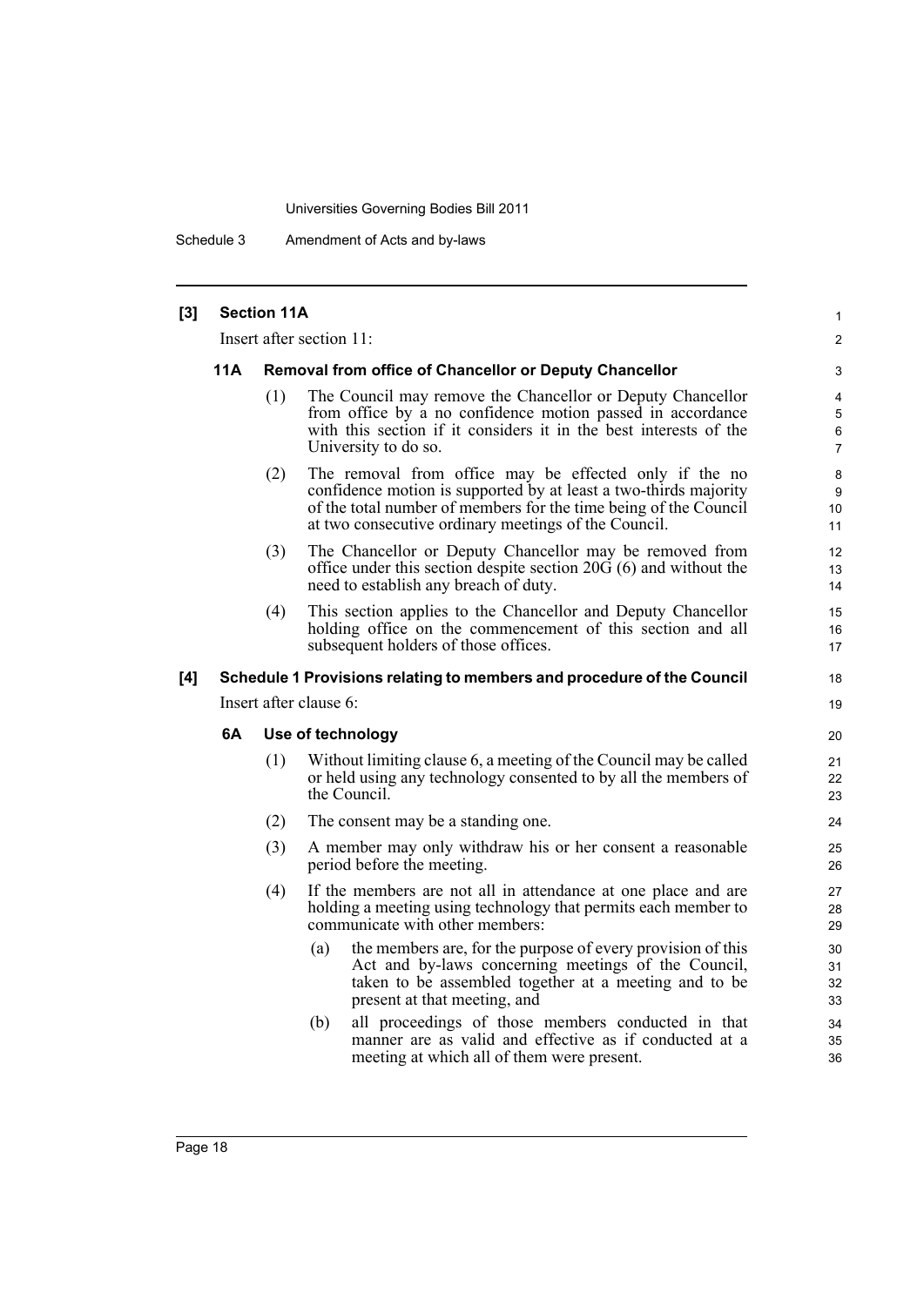**[3] Section 11A**

Insert after section 11:

**11A Removal from office of Chancellor or Deputy Chancellor**

(1) The Council may remove the Chancellor or Deputy Chancellor from office by a no confidence motion passed in accordance with this section if it considers it in the best interests of the University to do so.

(2) The removal from office may be effected only if the no confidence motion is supported by at least a two-thirds majority of the total number of members for the time being of the Council at two consecutive ordinary meetings of the Council.

(3) The Chancellor or Deputy Chancellor may be removed from office under this section despite section 20G (6) and without the need to establish any breach of duty.

(4) This section applies to the Chancellor and Deputy Chancellor holding office on the commencement of this section and all subsequent holders of those offices.

**[4] Schedule 1 Provisions relating to members and procedure of the Council**

Insert after clause 6:

**6A Use of technology**

(1) Without limiting clause 6, a meeting of the Council may be called or held using any technology consented to by all the members of the Council.

(2) The consent may be a standing one.

(3) A member may only withdraw his or her consent a reasonable period before the meeting.

(4) If the members are not all in attendance at one place and are holding a meeting using technology that permits each member to communicate with other members:

(a) the members are, for the purpose of every provision of this Act and by-laws concerning meetings of the Council, taken to be assembled together at a meeting and to be present at that meeting, and

(b) all proceedings of those members conducted in that manner are as valid and effective as if conducted at a meeting at which all of them were present.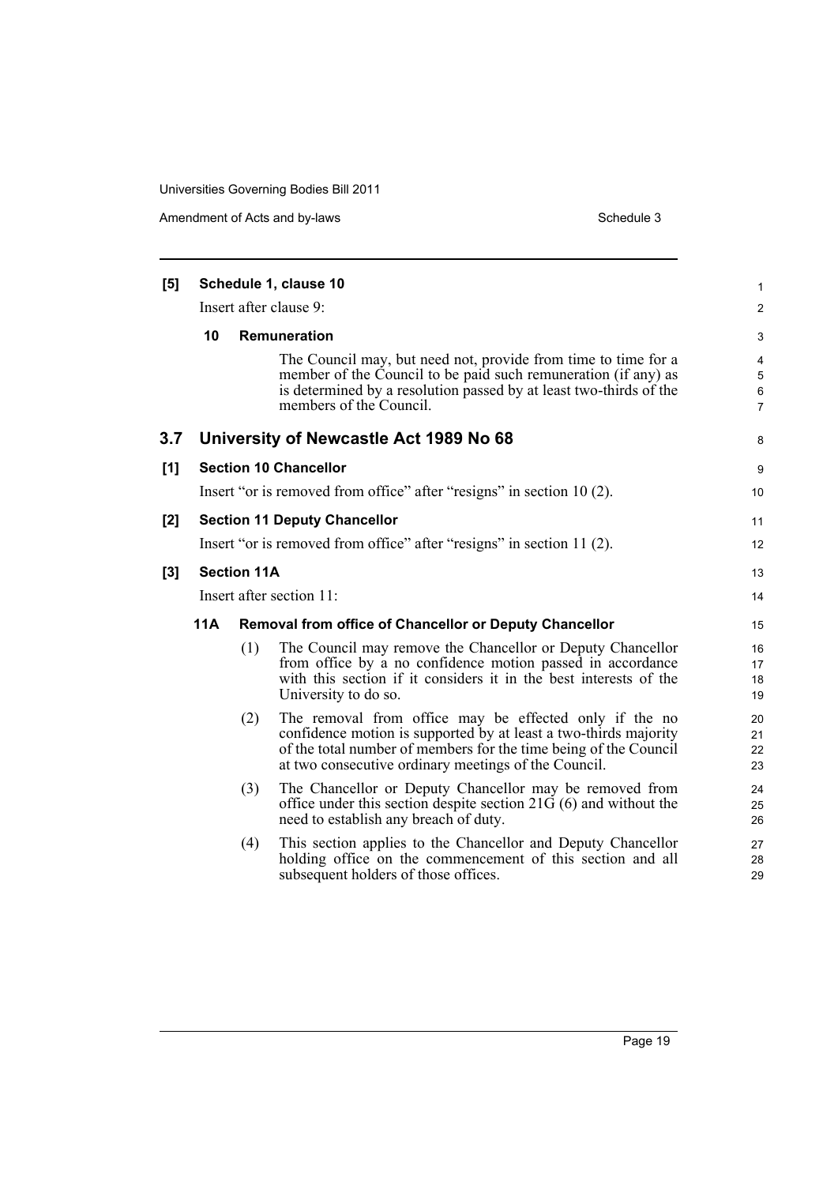**[5] Schedule 1, clause 10**

Insert after clause 9:

**10 Remuneration**

The Council may, but need not, provide from time to time for a member of the Council to be paid such remuneration (if any) as is determined by a resolution passed by at least two-thirds of the members of the Council.

## 3.7 University of Newcastle Act 1989 No 68

**[1] Section 10 Chancellor**

Insert "or is removed from office" after "resigns" in section 10 (2).

**[2] Section 11 Deputy Chancellor**

Insert "or is removed from office" after "resigns" in section 11 (2).

**[3] Section 11A**

Insert after section 11:

**11A Removal from office of Chancellor or Deputy Chancellor**

(1) The Council may remove the Chancellor or Deputy Chancellor from office by a no confidence motion passed in accordance with this section if it considers it in the best interests of the University to do so.

(2) The removal from office may be effected only if the no confidence motion is supported by at least a two-thirds majority of the total number of members for the time being of the Council at two consecutive ordinary meetings of the Council.

(3) The Chancellor or Deputy Chancellor may be removed from office under this section despite section 21G (6) and without the need to establish any breach of duty.

(4) This section applies to the Chancellor and Deputy Chancellor holding office on the commencement of this section and all subsequent holders of those offices.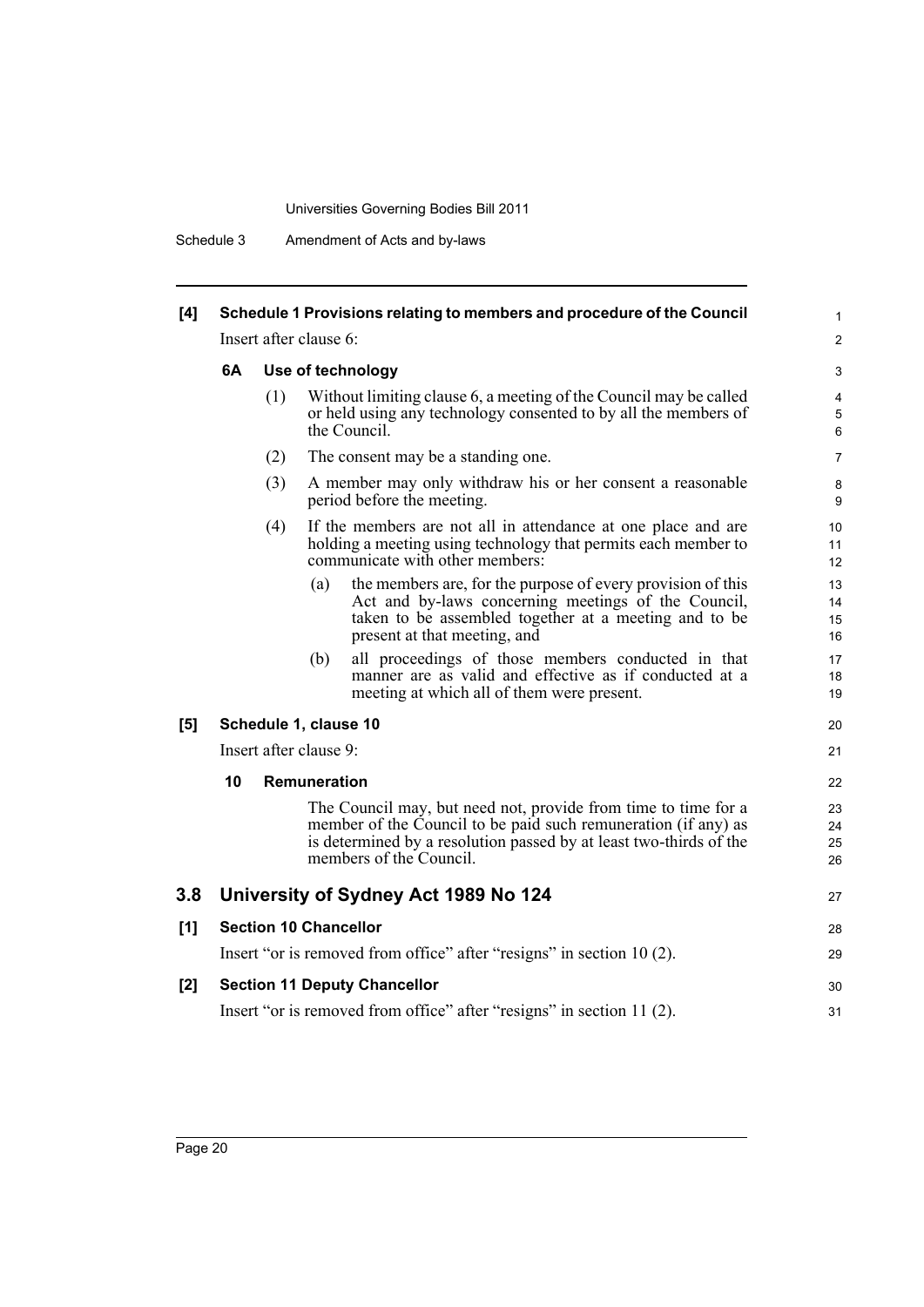**[4] Schedule 1 Provisions relating to members and procedure of the Council**

Insert after clause 6:

**6A Use of technology**

(1) Without limiting clause 6, a meeting of the Council may be called or held using any technology consented to by all the members of the Council.

(2) The consent may be a standing one.

(3) A member may only withdraw his or her consent a reasonable period before the meeting.

(4) If the members are not all in attendance at one place and are holding a meeting using technology that permits each member to communicate with other members:

(a) the members are, for the purpose of every provision of this Act and by-laws concerning meetings of the Council, taken to be assembled together at a meeting and to be present at that meeting, and

(b) all proceedings of those members conducted in that manner are as valid and effective as if conducted at a meeting at which all of them were present.

**[5] Schedule 1, clause 10**

Insert after clause 9:

**10 Remuneration**

The Council may, but need not, provide from time to time for a member of the Council to be paid such remuneration (if any) as is determined by a resolution passed by at least two-thirds of the members of the Council.

## 3.8 University of Sydney Act 1989 No 124

**[1] Section 10 Chancellor**

Insert "or is removed from office" after "resigns" in section 10 (2).

**[2] Section 11 Deputy Chancellor**

Insert "or is removed from office" after "resigns" in section 11 (2).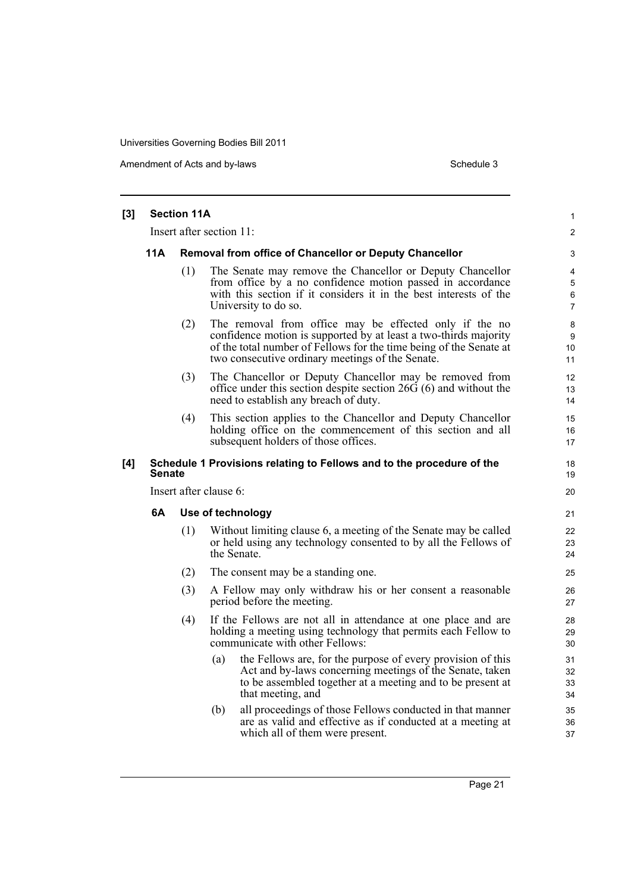**[3] Section 11A**

Insert after section 11:

**11A Removal from office of Chancellor or Deputy Chancellor**

(1) The Senate may remove the Chancellor or Deputy Chancellor from office by a no confidence motion passed in accordance with this section if it considers it in the best interests of the University to do so.

(2) The removal from office may be effected only if the no confidence motion is supported by at least a two-thirds majority of the total number of Fellows for the time being of the Senate at two consecutive ordinary meetings of the Senate.

(3) The Chancellor or Deputy Chancellor may be removed from office under this section despite section 26G (6) and without the need to establish any breach of duty.

(4) This section applies to the Chancellor and Deputy Chancellor holding office on the commencement of this section and all subsequent holders of those offices.

**[4] Schedule 1 Provisions relating to Fellows and to the procedure of the Senate**

Insert after clause 6:

**6A Use of technology**

(1) Without limiting clause 6, a meeting of the Senate may be called or held using any technology consented to by all the Fellows of the Senate.

(2) The consent may be a standing one.

(3) A Fellow may only withdraw his or her consent a reasonable period before the meeting.

(4) If the Fellows are not all in attendance at one place and are holding a meeting using technology that permits each Fellow to communicate with other Fellows:

(a) the Fellows are, for the purpose of every provision of this Act and by-laws concerning meetings of the Senate, taken to be assembled together at a meeting and to be present at that meeting, and

(b) all proceedings of those Fellows conducted in that manner are as valid and effective as if conducted at a meeting at which all of them were present.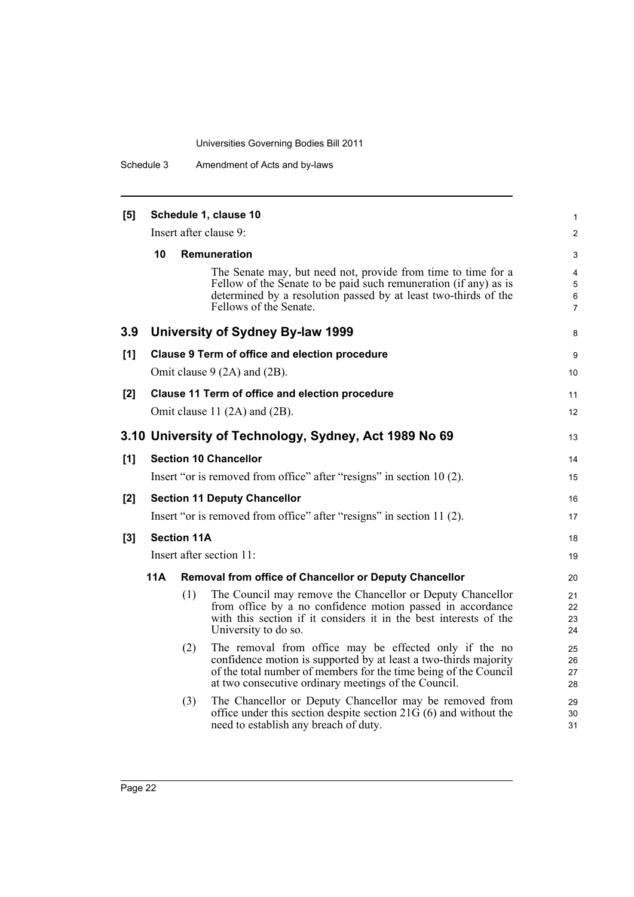**[5] Schedule 1, clause 10**

Insert after clause 9:

**10 Remuneration**

The Senate may, but need not, provide from time to time for a Fellow of the Senate to be paid such remuneration (if any) as is determined by a resolution passed by at least two-thirds of the Fellows of the Senate.

## 3.9 University of Sydney By-law 1999

**[1] Clause 9 Term of office and election procedure**

Omit clause 9 (2A) and (2B).

**[2] Clause 11 Term of office and election procedure**

Omit clause 11 (2A) and (2B).

## 3.10 University of Technology, Sydney, Act 1989 No 69

**[1] Section 10 Chancellor**

Insert "or is removed from office" after "resigns" in section 10 (2).

**[2] Section 11 Deputy Chancellor**

Insert "or is removed from office" after "resigns" in section 11 (2).

**[3] Section 11A**

Insert after section 11:

**11A Removal from office of Chancellor or Deputy Chancellor**

(1) The Council may remove the Chancellor or Deputy Chancellor from office by a no confidence motion passed in accordance with this section if it considers it in the best interests of the University to do so.

(2) The removal from office may be effected only if the no confidence motion is supported by at least a two-thirds majority of the total number of members for the time being of the Council at two consecutive ordinary meetings of the Council.

(3) The Chancellor or Deputy Chancellor may be removed from office under this section despite section 21G (6) and without the need to establish any breach of duty.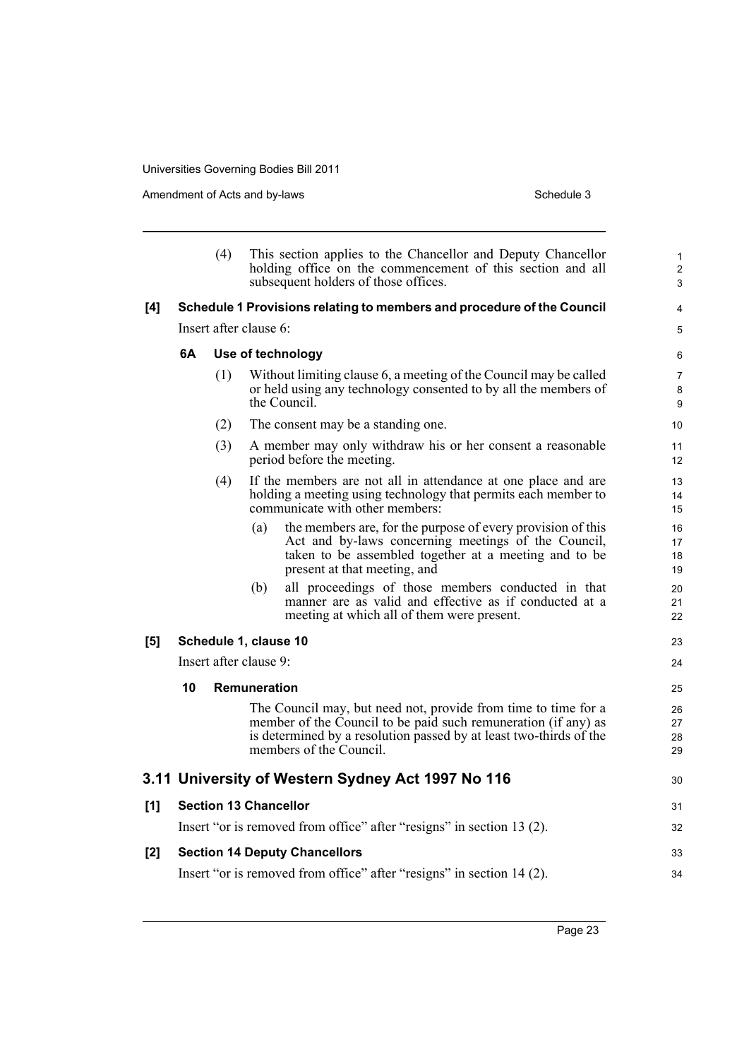(4) This section applies to the Chancellor and Deputy Chancellor holding office on the commencement of this section and all subsequent holders of those offices.

**[4] Schedule 1 Provisions relating to members and procedure of the Council**

Insert after clause 6:

**6A Use of technology**

(1) Without limiting clause 6, a meeting of the Council may be called or held using any technology consented to by all the members of the Council.

(2) The consent may be a standing one.

(3) A member may only withdraw his or her consent a reasonable period before the meeting.

(4) If the members are not all in attendance at one place and are holding a meeting using technology that permits each member to communicate with other members:

(a) the members are, for the purpose of every provision of this Act and by-laws concerning meetings of the Council, taken to be assembled together at a meeting and to be present at that meeting, and

(b) all proceedings of those members conducted in that manner are as valid and effective as if conducted at a meeting at which all of them were present.

**[5] Schedule 1, clause 10**

Insert after clause 9:

**10 Remuneration**

The Council may, but need not, provide from time to time for a member of the Council to be paid such remuneration (if any) as is determined by a resolution passed by at least two-thirds of the members of the Council.

## 3.11 University of Western Sydney Act 1997 No 116

**[1] Section 13 Chancellor**

Insert "or is removed from office" after "resigns" in section 13 (2).

**[2] Section 14 Deputy Chancellors**

Insert "or is removed from office" after "resigns" in section 14 (2).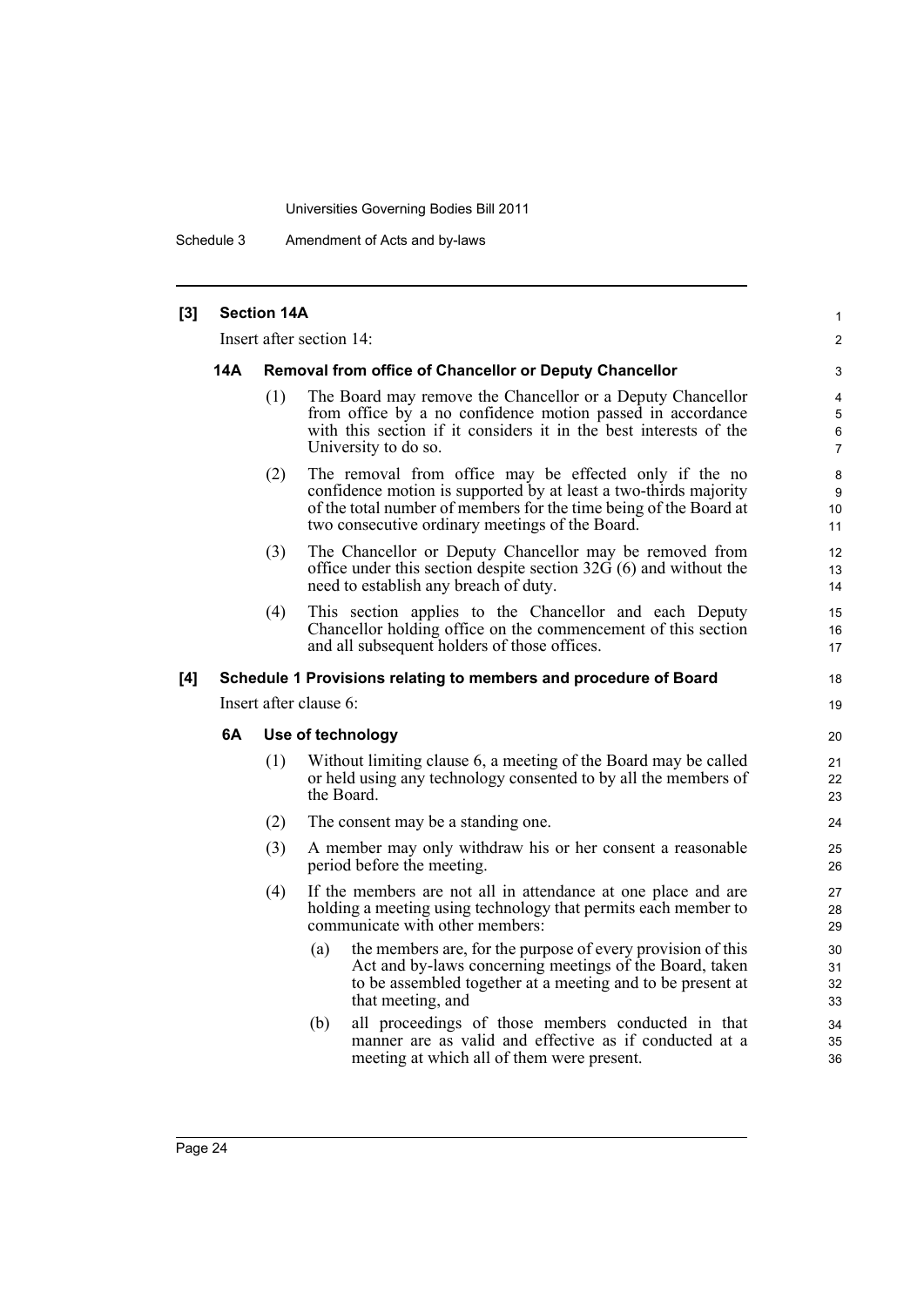**[3] Section 14A**

Insert after section 14:

**14A Removal from office of Chancellor or Deputy Chancellor**

(1) The Board may remove the Chancellor or a Deputy Chancellor from office by a no confidence motion passed in accordance with this section if it considers it in the best interests of the University to do so.

(2) The removal from office may be effected only if the no confidence motion is supported by at least a two-thirds majority of the total number of members for the time being of the Board at two consecutive ordinary meetings of the Board.

(3) The Chancellor or Deputy Chancellor may be removed from office under this section despite section 32G (6) and without the need to establish any breach of duty.

(4) This section applies to the Chancellor and each Deputy Chancellor holding office on the commencement of this section and all subsequent holders of those offices.

**[4] Schedule 1 Provisions relating to members and procedure of Board**

Insert after clause 6:

**6A Use of technology**

(1) Without limiting clause 6, a meeting of the Board may be called or held using any technology consented to by all the members of the Board.

(2) The consent may be a standing one.

(3) A member may only withdraw his or her consent a reasonable period before the meeting.

(4) If the members are not all in attendance at one place and are holding a meeting using technology that permits each member to communicate with other members:

(a) the members are, for the purpose of every provision of this Act and by-laws concerning meetings of the Board, taken to be assembled together at a meeting and to be present at that meeting, and

(b) all proceedings of those members conducted in that manner are as valid and effective as if conducted at a meeting at which all of them were present.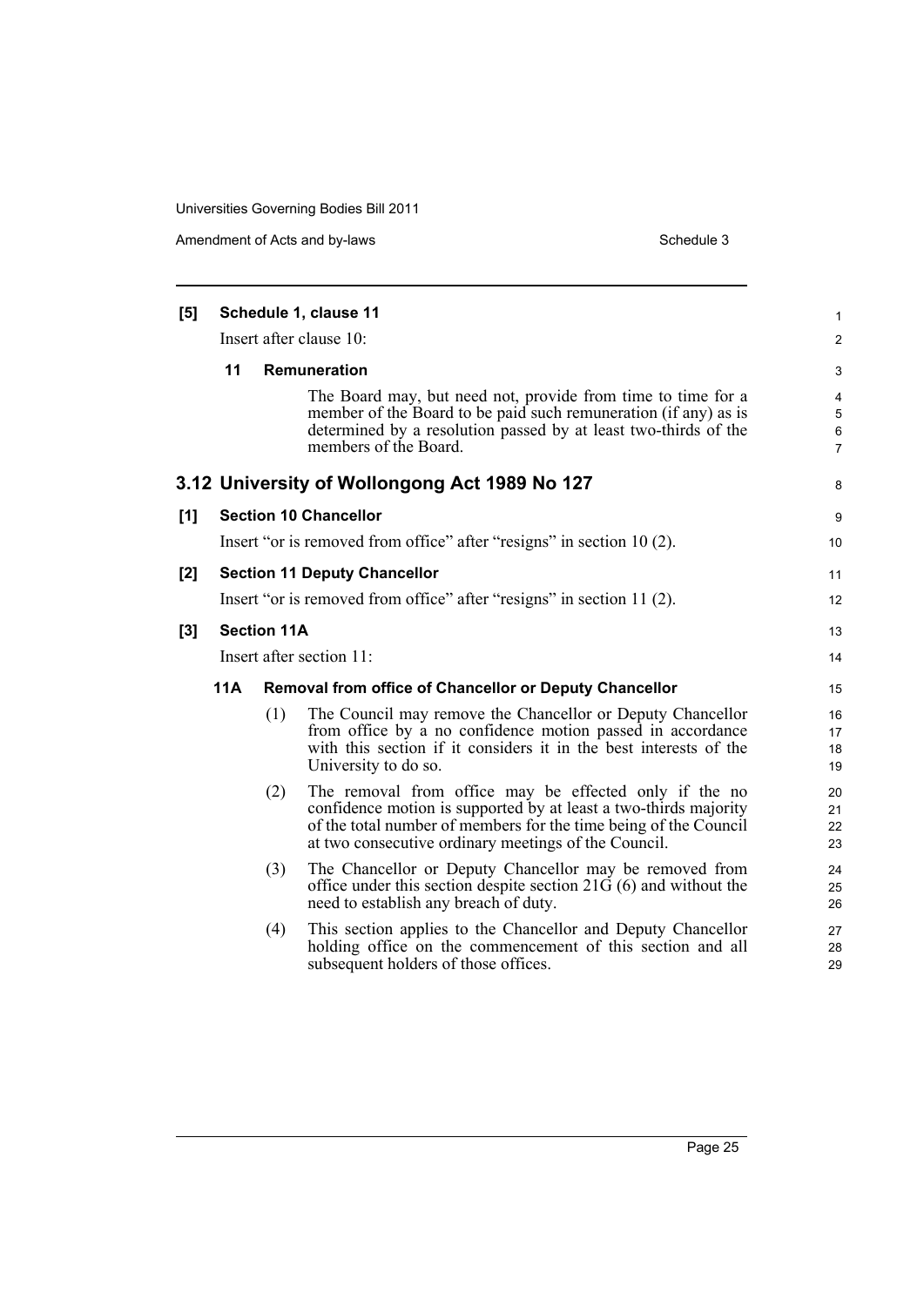**[5] Schedule 1, clause 11**

Insert after clause 10:

**11 Remuneration**

The Board may, but need not, provide from time to time for a member of the Board to be paid such remuneration (if any) as is determined by a resolution passed by at least two-thirds of the members of the Board.

## 3.12 University of Wollongong Act 1989 No 127

**[1] Section 10 Chancellor**

Insert "or is removed from office" after "resigns" in section 10 (2).

**[2] Section 11 Deputy Chancellor**

Insert "or is removed from office" after "resigns" in section 11 (2).

**[3] Section 11A**

Insert after section 11:

**11A Removal from office of Chancellor or Deputy Chancellor**

(1) The Council may remove the Chancellor or Deputy Chancellor from office by a no confidence motion passed in accordance with this section if it considers it in the best interests of the University to do so.

(2) The removal from office may be effected only if the no confidence motion is supported by at least a two-thirds majority of the total number of members for the time being of the Council at two consecutive ordinary meetings of the Council.

(3) The Chancellor or Deputy Chancellor may be removed from office under this section despite section 21G (6) and without the need to establish any breach of duty.

(4) This section applies to the Chancellor and Deputy Chancellor holding office on the commencement of this section and all subsequent holders of those offices.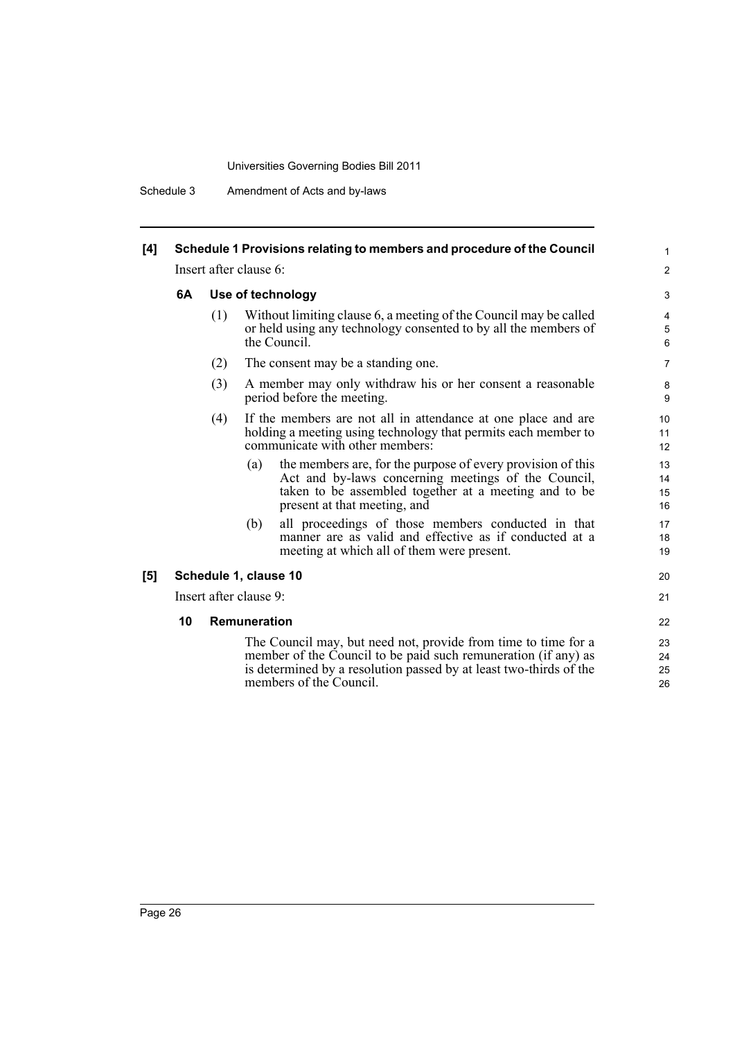**[4] Schedule 1 Provisions relating to members and procedure of the Council**

Insert after clause 6:

**6A Use of technology**

(1) Without limiting clause 6, a meeting of the Council may be called or held using any technology consented to by all the members of the Council.

(2) The consent may be a standing one.

(3) A member may only withdraw his or her consent a reasonable period before the meeting.

(4) If the members are not all in attendance at one place and are holding a meeting using technology that permits each member to communicate with other members:

(a) the members are, for the purpose of every provision of this Act and by-laws concerning meetings of the Council, taken to be assembled together at a meeting and to be present at that meeting, and

(b) all proceedings of those members conducted in that manner are as valid and effective as if conducted at a meeting at which all of them were present.

**[5] Schedule 1, clause 10**

Insert after clause 9:

**10 Remuneration**

The Council may, but need not, provide from time to time for a member of the Council to be paid such remuneration (if any) as is determined by a resolution passed by at least two-thirds of the members of the Council.